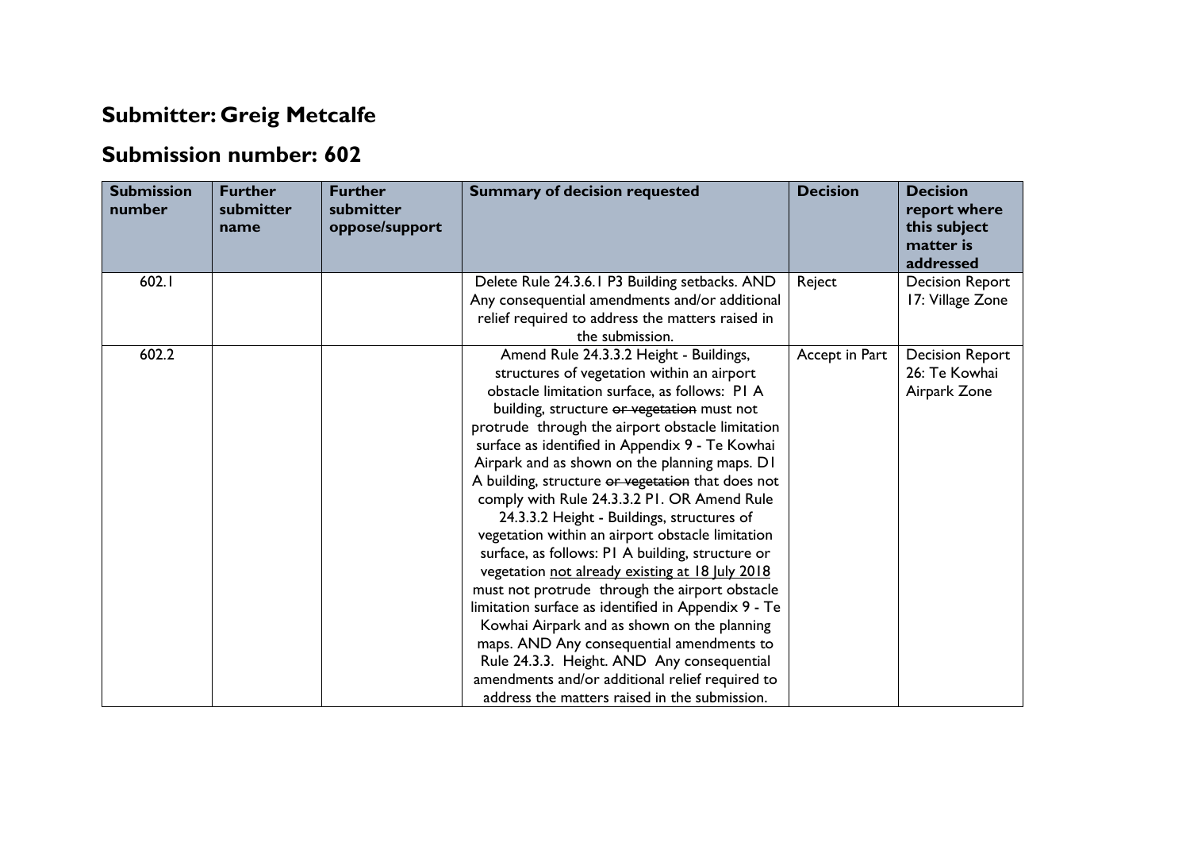## Submitter: Greig Metcalfe

## Submission number: 602

| Submission number | Further submitter name | Further submitter oppose/support | Summary of decision requested | Decision | Decision report where this subject matter is addressed |
|---|---|---|---|---|---|
| 602.1 | | | Delete Rule 24.3.6.1 P3 Building setbacks. AND Any consequential amendments and/or additional relief required to address the matters raised in the submission. | Reject | Decision Report 17: Village Zone |
| 602.2 | | | Amend Rule 24.3.3.2 Height - Buildings, structures of vegetation within an airport obstacle limitation surface, as follows: P1 A building, structure ~~or vegetation~~ must not protrude through the airport obstacle limitation surface as identified in Appendix 9 - Te Kowhai Airpark and as shown on the planning maps. D1 A building, structure ~~or vegetation~~ that does not comply with Rule 24.3.3.2 P1. OR Amend Rule 24.3.3.2 Height - Buildings, structures of vegetation within an airport obstacle limitation surface, as follows: P1 A building, structure or vegetation <u>not already existing at 18 July 2018</u> must not protrude through the airport obstacle limitation surface as identified in Appendix 9 - Te Kowhai Airpark and as shown on the planning maps. AND Any consequential amendments to Rule 24.3.3. Height. AND Any consequential amendments and/or additional relief required to address the matters raised in the submission. | Accept in Part | Decision Report 26: Te Kowhai Airpark Zone |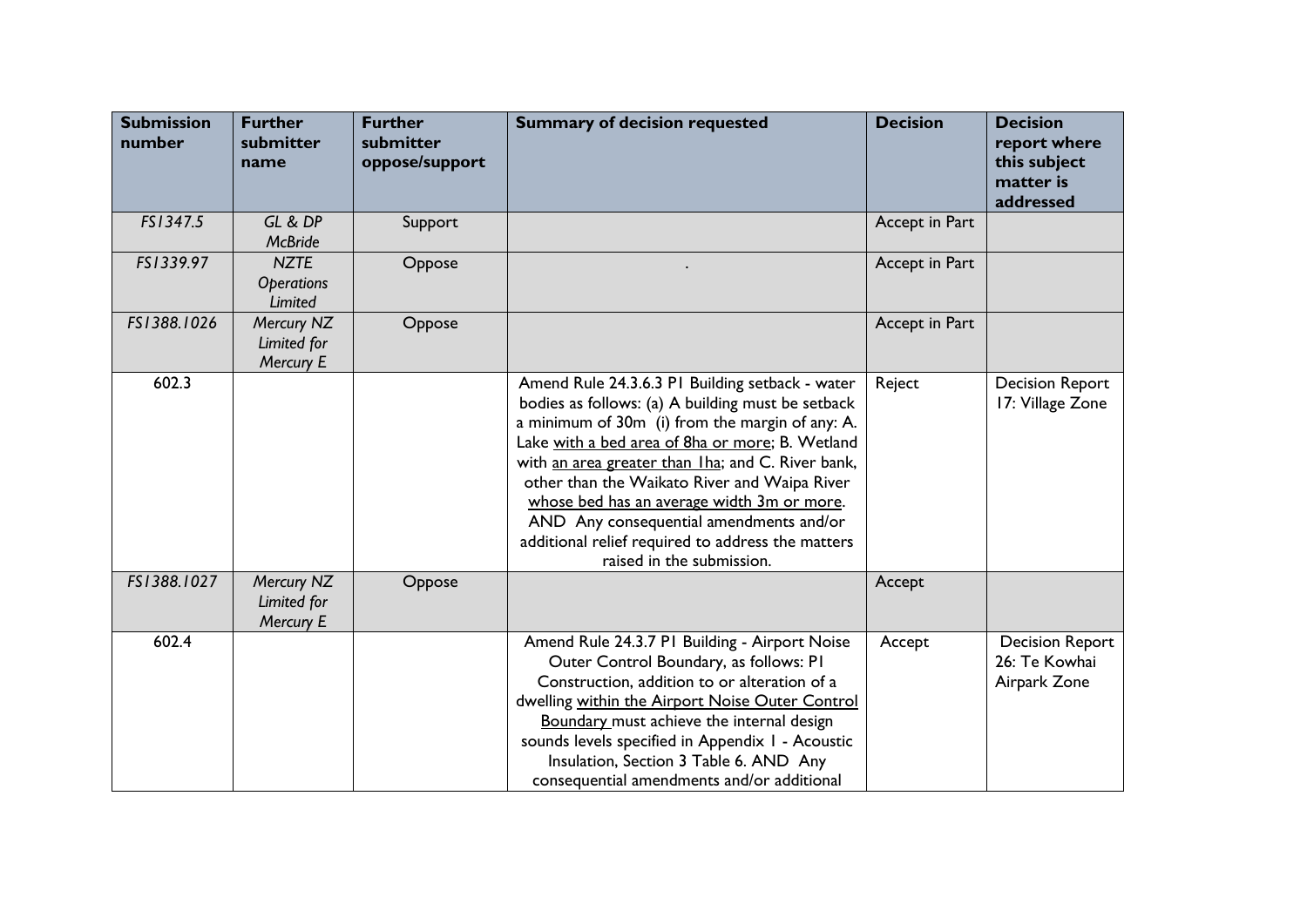| Submission number | Further submitter name | Further submitter oppose/support | Summary of decision requested | Decision | Decision report where this subject matter is addressed |
|---|---|---|---|---|---|
| *FS1347.5* | *GL & DP McBride* | Support | | Accept in Part | |
| *FS1339.97* | *NZTE Operations Limited* | Oppose | . | Accept in Part | |
| *FS1388.1026* | *Mercury NZ Limited for Mercury E* | Oppose | | Accept in Part | |
| 602.3 | | | Amend Rule 24.3.6.3 P1 Building setback - water bodies as follows: (a) A building must be setback a minimum of 30m (i) from the margin of any: A. Lake <u>with a bed area of 8ha or more</u>; B. Wetland with <u>an area greater than 1ha</u>; and C. River bank, other than the Waikato River and Waipa River <u>whose bed has an average width 3m or more</u>. AND Any consequential amendments and/or additional relief required to address the matters raised in the submission. | Reject | Decision Report 17: Village Zone |
| *FS1388.1027* | *Mercury NZ Limited for Mercury E* | Oppose | | Accept | |
| 602.4 | | | Amend Rule 24.3.7 P1 Building - Airport Noise Outer Control Boundary, as follows: P1 Construction, addition to or alteration of a dwelling <u>within the Airport Noise Outer Control Boundary</u> must achieve the internal design sounds levels specified in Appendix 1 - Acoustic Insulation, Section 3 Table 6. AND Any consequential amendments and/or additional | Accept | Decision Report 26: Te Kowhai Airpark Zone |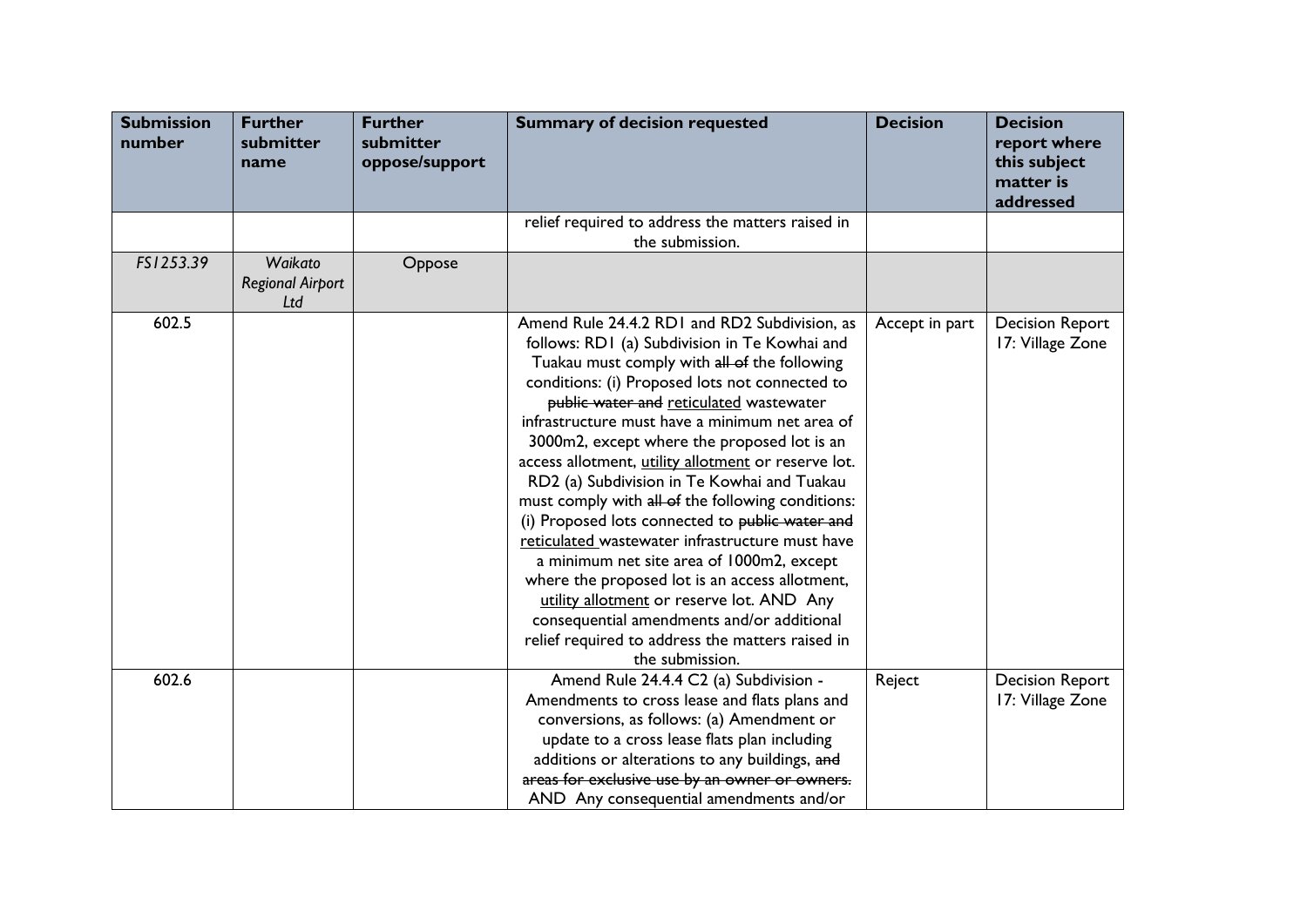| Submission number | Further submitter name | Further submitter oppose/support | Summary of decision requested | Decision | Decision report where this subject matter is addressed |
|---|---|---|---|---|---|
| | | | relief required to address the matters raised in the submission. | | |
| *FS1253.39* | *Waikato Regional Airport Ltd* | Oppose | | | |
| 602.5 | | | Amend Rule 24.4.2 RD1 and RD2 Subdivision, as follows: RD1 (a) Subdivision in Te Kowhai and Tuakau must comply with ~~all of~~ the following conditions: (i) Proposed lots not connected to ~~public water and~~ reticulated wastewater infrastructure must have a minimum net area of 3000m2, except where the proposed lot is an access allotment, utility allotment or reserve lot. RD2 (a) Subdivision in Te Kowhai and Tuakau must comply with ~~all of~~ the following conditions: (i) Proposed lots connected to ~~public water and~~ reticulated wastewater infrastructure must have a minimum net site area of 1000m2, except where the proposed lot is an access allotment, utility allotment or reserve lot. AND Any consequential amendments and/or additional relief required to address the matters raised in the submission. | Accept in part | Decision Report 17: Village Zone |
| 602.6 | | | Amend Rule 24.4.4 C2 (a) Subdivision - Amendments to cross lease and flats plans and conversions, as follows: (a) Amendment or update to a cross lease flats plan including additions or alterations to any buildings, ~~and areas for exclusive use by an owner or owners.~~ AND Any consequential amendments and/or | Reject | Decision Report 17: Village Zone |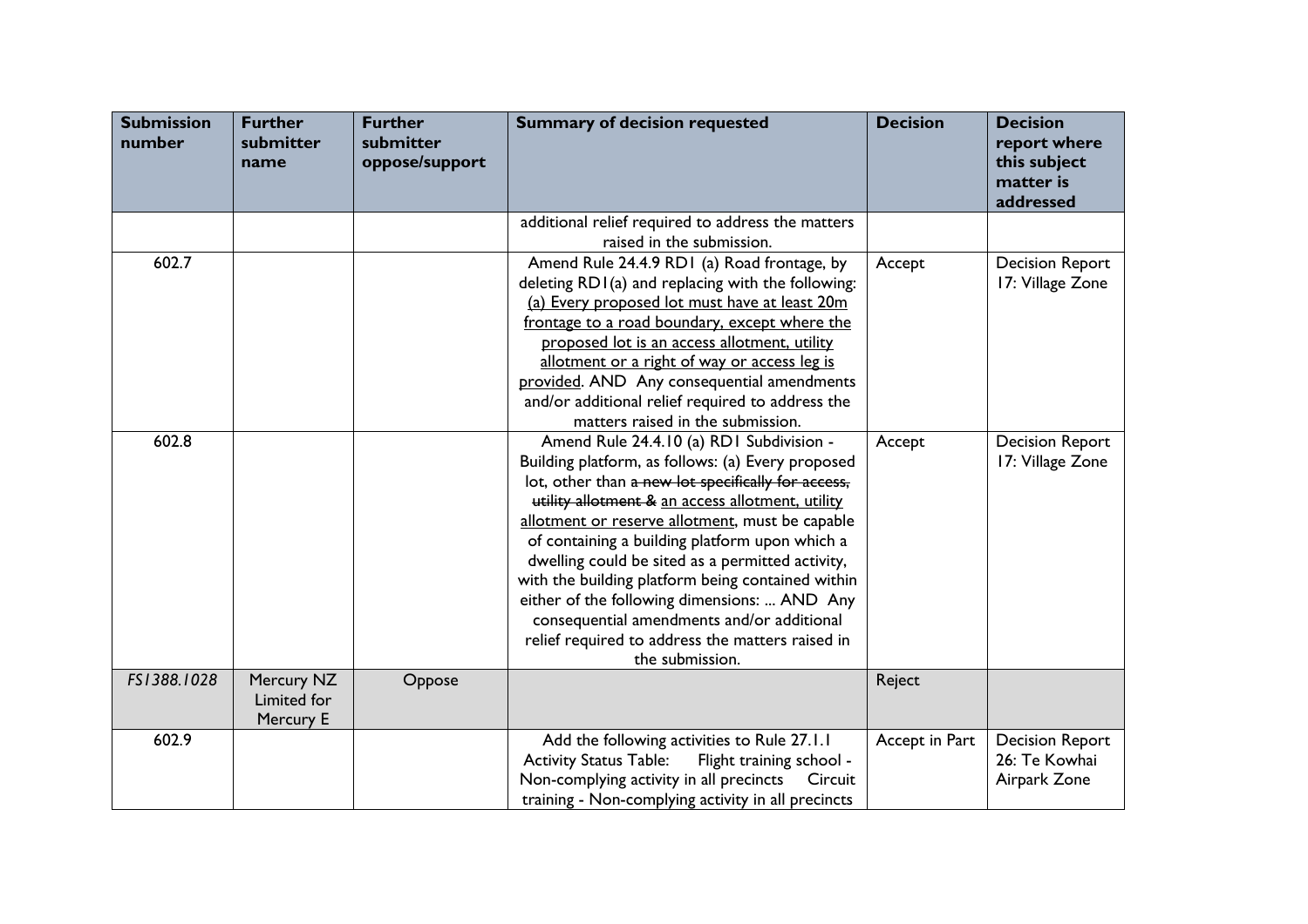| Submission number | Further submitter name | Further submitter oppose/support | Summary of decision requested | Decision | Decision report where this subject matter is addressed |
|---|---|---|---|---|---|
| | | | additional relief required to address the matters raised in the submission. | | |
| 602.7 | | | Amend Rule 24.4.9 RD1 (a) Road frontage, by deleting RD1(a) and replacing with the following: <u>(a) Every proposed lot must have at least 20m frontage to a road boundary, except where the proposed lot is an access allotment, utility allotment or a right of way or access leg is provided</u>. AND Any consequential amendments and/or additional relief required to address the matters raised in the submission. | Accept | Decision Report 17: Village Zone |
| 602.8 | | | Amend Rule 24.4.10 (a) RD1 Subdivision - Building platform, as follows: (a) Every proposed lot, other than ~~a new lot specifically for access, utility allotment &~~ <u>an access allotment, utility allotment or reserve allotment</u>, must be capable of containing a building platform upon which a dwelling could be sited as a permitted activity, with the building platform being contained within either of the following dimensions: ... AND Any consequential amendments and/or additional relief required to address the matters raised in the submission. | Accept | Decision Report 17: Village Zone |
| *FS1388.1028* | Mercury NZ Limited for Mercury E | Oppose | | Reject | |
| 602.9 | | | Add the following activities to Rule 27.1.1 Activity Status Table: Flight training school - Non-complying activity in all precincts Circuit training - Non-complying activity in all precincts | Accept in Part | Decision Report 26: Te Kowhai Airpark Zone |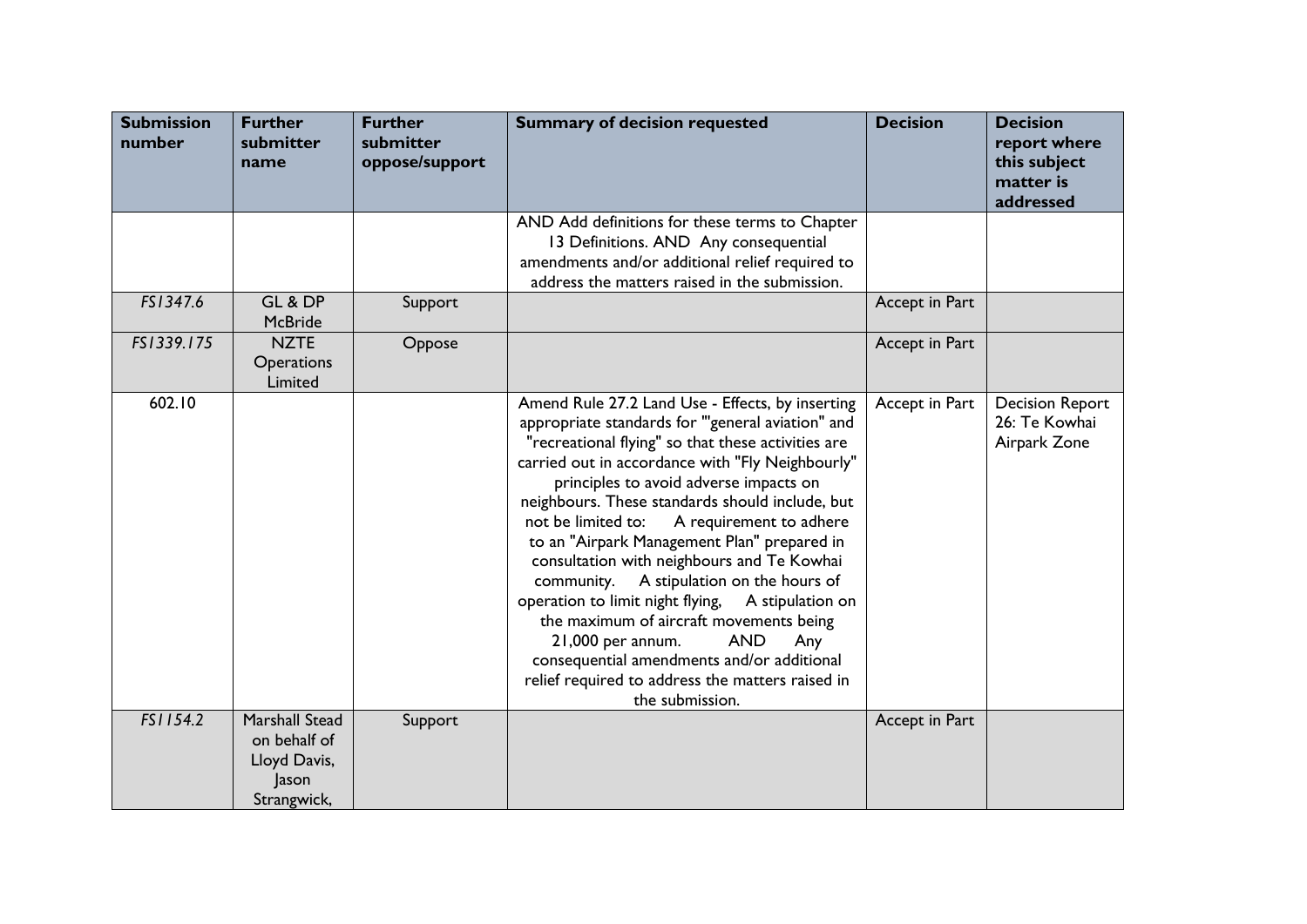| Submission number | Further submitter name | Further submitter oppose/support | Summary of decision requested | Decision | Decision report where this subject matter is addressed |
|---|---|---|---|---|---|
| | | | AND Add definitions for these terms to Chapter 13 Definitions. AND Any consequential amendments and/or additional relief required to address the matters raised in the submission. | | |
| *FS1347.6* | GL & DP McBride | Support | | Accept in Part | |
| *FS1339.175* | NZTE Operations Limited | Oppose | | Accept in Part | |
| 602.10 | | | Amend Rule 27.2 Land Use - Effects, by inserting appropriate standards for "'general aviation" and "recreational flying" so that these activities are carried out in accordance with "Fly Neighbourly" principles to avoid adverse impacts on neighbours. These standards should include, but not be limited to: A requirement to adhere to an "Airpark Management Plan" prepared in consultation with neighbours and Te Kowhai community. A stipulation on the hours of operation to limit night flying, A stipulation on the maximum of aircraft movements being 21,000 per annum. AND Any consequential amendments and/or additional relief required to address the matters raised in the submission. | Accept in Part | Decision Report 26: Te Kowhai Airpark Zone |
| *FS1154.2* | Marshall Stead on behalf of Lloyd Davis, Jason Strangwick, | Support | | Accept in Part | |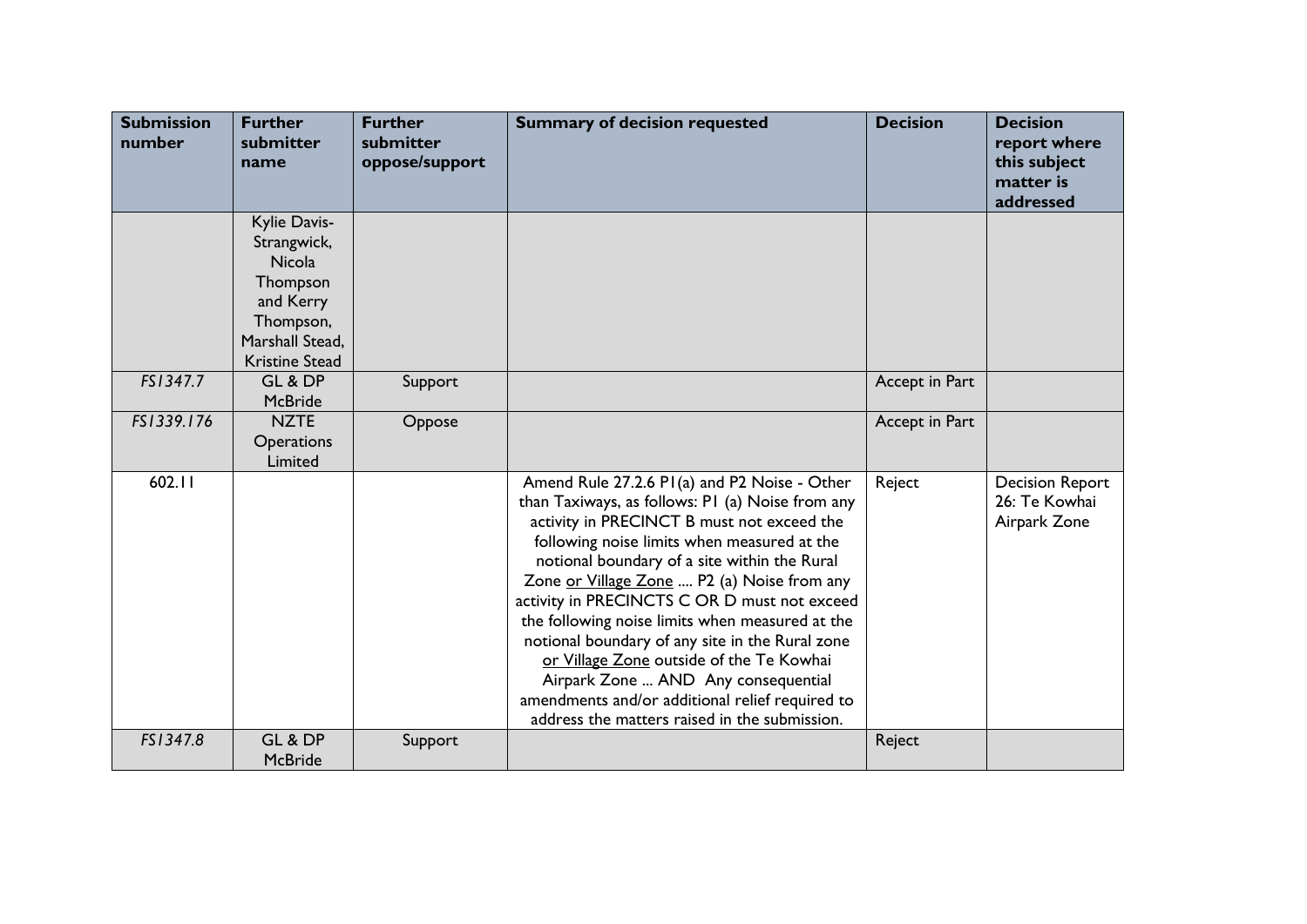| Submission number | Further submitter name | Further submitter oppose/support | Summary of decision requested | Decision | Decision report where this subject matter is addressed |
|---|---|---|---|---|---|
| | Kylie Davis-Strangwick, Nicola Thompson and Kerry Thompson, Marshall Stead, Kristine Stead | | | | |
| *FS1347.7* | GL & DP McBride | Support | | Accept in Part | |
| *FS1339.176* | NZTE Operations Limited | Oppose | | Accept in Part | |
| 602.11 | | | Amend Rule 27.2.6 P1(a) and P2 Noise - Other than Taxiways, as follows: P1 (a) Noise from any activity in PRECINCT B must not exceed the following noise limits when measured at the notional boundary of a site within the Rural Zone <u>or Village Zone</u> .... P2 (a) Noise from any activity in PRECINCTS C OR D must not exceed the following noise limits when measured at the notional boundary of any site in the Rural zone <u>or Village Zone</u> outside of the Te Kowhai Airpark Zone ... AND Any consequential amendments and/or additional relief required to address the matters raised in the submission. | Reject | Decision Report 26: Te Kowhai Airpark Zone |
| *FS1347.8* | GL & DP McBride | Support | | Reject | |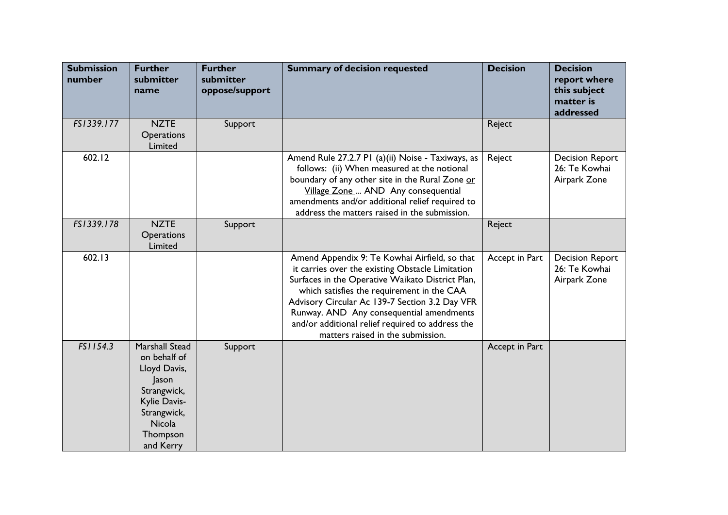| Submission number | Further submitter name | Further submitter oppose/support | Summary of decision requested | Decision | Decision report where this subject matter is addressed |
|---|---|---|---|---|---|
| *FS1339.177* | NZTE Operations Limited | Support | | Reject | |
| 602.12 | | | Amend Rule 27.2.7 P1 (a)(ii) Noise - Taxiways, as follows: (ii) When measured at the notional boundary of any other site in the Rural Zone <u>or Village Zone</u> ... AND Any consequential amendments and/or additional relief required to address the matters raised in the submission. | Reject | Decision Report 26: Te Kowhai Airpark Zone |
| *FS1339.178* | NZTE Operations Limited | Support | | Reject | |
| 602.13 | | | Amend Appendix 9: Te Kowhai Airfield, so that it carries over the existing Obstacle Limitation Surfaces in the Operative Waikato District Plan, which satisfies the requirement in the CAA Advisory Circular Ac 139-7 Section 3.2 Day VFR Runway. AND Any consequential amendments and/or additional relief required to address the matters raised in the submission. | Accept in Part | Decision Report 26: Te Kowhai Airpark Zone |
| *FS1154.3* | Marshall Stead on behalf of Lloyd Davis, Jason Strangwick, Kylie Davis-Strangwick, Nicola Thompson and Kerry | Support | | Accept in Part | |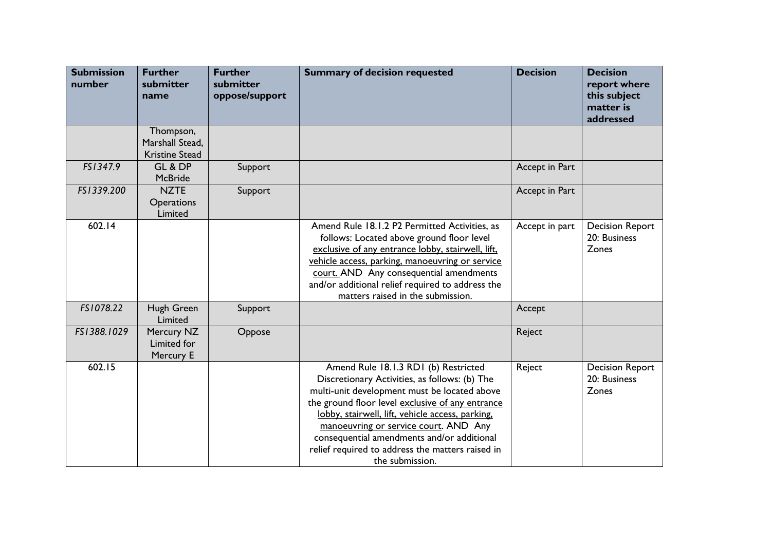| Submission number | Further submitter name | Further submitter oppose/support | Summary of decision requested | Decision | Decision report where this subject matter is addressed |
|---|---|---|---|---|---|
| | Thompson, Marshall Stead, Kristine Stead | | | | |
| *FS1347.9* | GL & DP McBride | Support | | Accept in Part | |
| *FS1339.200* | NZTE Operations Limited | Support | | Accept in Part | |
| 602.14 | | | Amend Rule 18.1.2 P2 Permitted Activities, as follows: Located above ground floor level <u>exclusive of any entrance lobby, stairwell, lift, vehicle access, parking, manoeuvring or service court.</u> AND Any consequential amendments and/or additional relief required to address the matters raised in the submission. | Accept in part | Decision Report 20: Business Zones |
| *FS1078.22* | Hugh Green Limited | Support | | Accept | |
| *FS1388.1029* | Mercury NZ Limited for Mercury E | Oppose | | Reject | |
| 602.15 | | | Amend Rule 18.1.3 RD1 (b) Restricted Discretionary Activities, as follows: (b) The multi-unit development must be located above the ground floor level <u>exclusive of any entrance lobby, stairwell, lift, vehicle access, parking, manoeuvring or service court</u>. AND Any consequential amendments and/or additional relief required to address the matters raised in the submission. | Reject | Decision Report 20: Business Zones |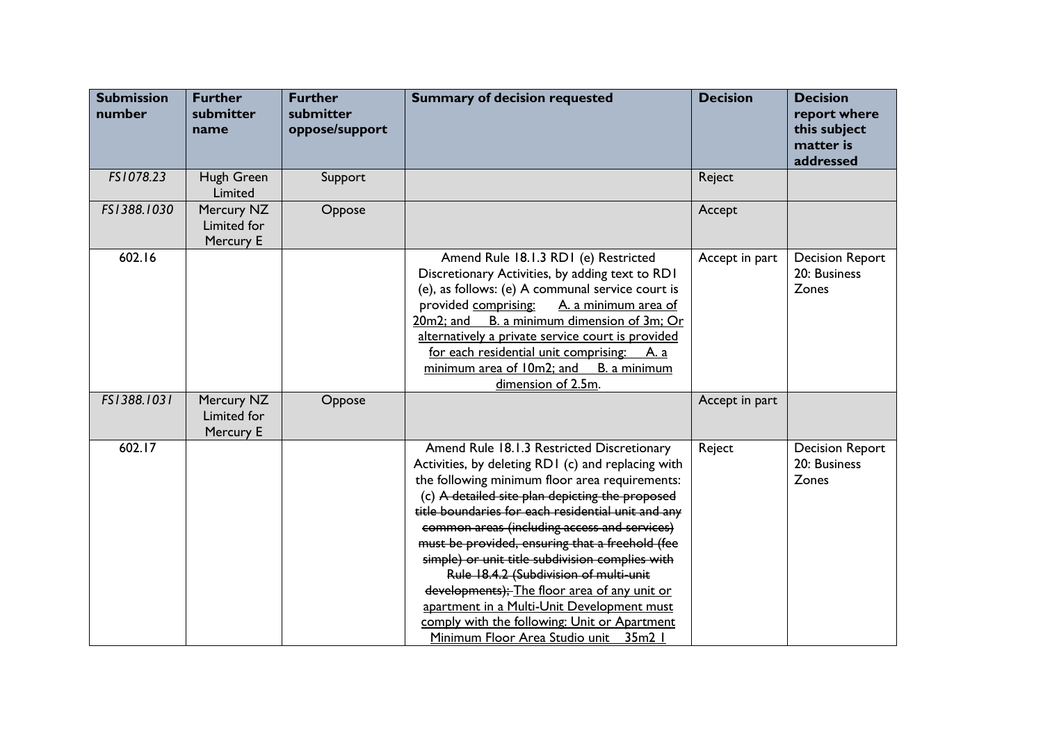| Submission number | Further submitter name | Further submitter oppose/support | Summary of decision requested | Decision | Decision report where this subject matter is addressed |
|---|---|---|---|---|---|
| *FS1078.23* | Hugh Green Limited | Support | | Reject | |
| *FS1388.1030* | Mercury NZ Limited for Mercury E | Oppose | | Accept | |
| 602.16 | | | Amend Rule 18.1.3 RD1 (e) Restricted Discretionary Activities, by adding text to RD1 (e), as follows: (e) A communal service court is provided comprising: A. a minimum area of 20m2; and B. a minimum dimension of 3m; Or alternatively a private service court is provided for each residential unit comprising: A. a minimum area of 10m2; and B. a minimum dimension of 2.5m. | Accept in part | Decision Report 20: Business Zones |
| *FS1388.1031* | Mercury NZ Limited for Mercury E | Oppose | | Accept in part | |
| 602.17 | | | Amend Rule 18.1.3 Restricted Discretionary Activities, by deleting RD1 (c) and replacing with the following minimum floor area requirements: (c) ~~A detailed site plan depicting the proposed title boundaries for each residential unit and any common areas (including access and services) must be provided, ensuring that a freehold (fee simple) or unit title subdivision complies with Rule 18.4.2 (Subdivision of multi-unit developments);~~ The floor area of any unit or apartment in a Multi-Unit Development must comply with the following: Unit or Apartment Minimum Floor Area Studio unit 35m2 1 | Reject | Decision Report 20: Business Zones |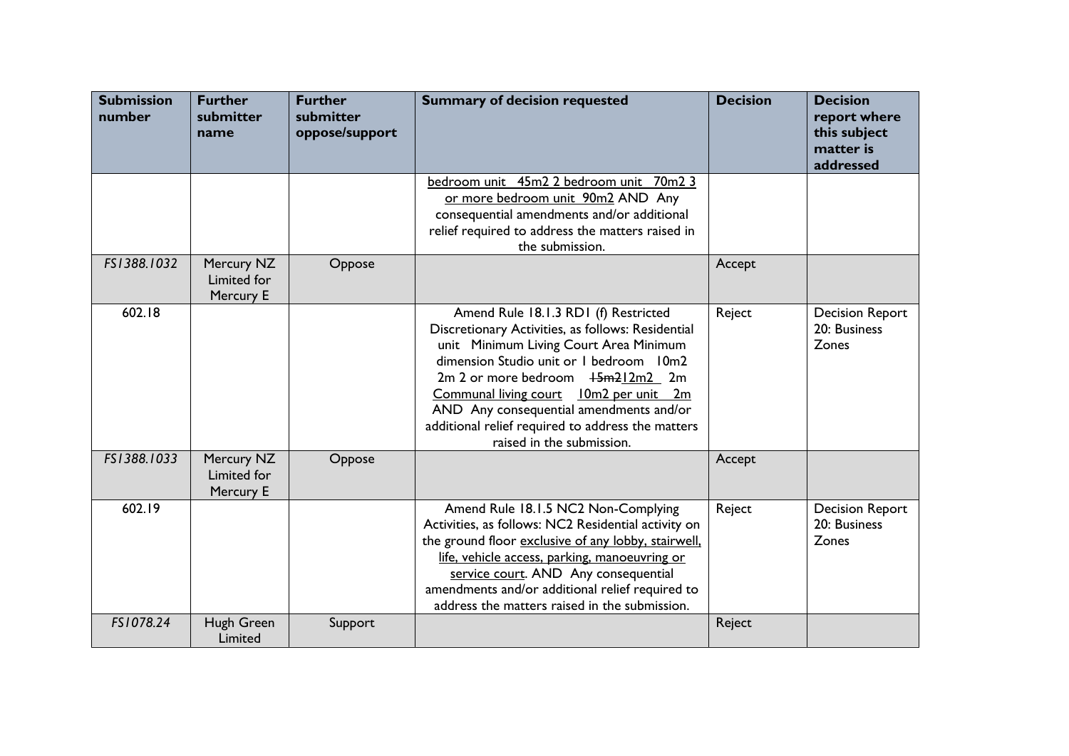| Submission number | Further submitter name | Further submitter oppose/support | Summary of decision requested | Decision | Decision report where this subject matter is addressed |
|---|---|---|---|---|---|
| | | | <u>bedroom unit 45m2 2 bedroom unit 70m2 3 or more bedroom unit 90m2</u> AND Any consequential amendments and/or additional relief required to address the matters raised in the submission. | | |
| *FS1388.1032* | Mercury NZ Limited for Mercury E | Oppose | | Accept | |
| 602.18 | | | Amend Rule 18.1.3 RD1 (f) Restricted Discretionary Activities, as follows: Residential unit Minimum Living Court Area Minimum dimension Studio unit or 1 bedroom 10m2 2m 2 or more bedroom ~~15m2~~<u>12m2</u> 2m <u>Communal living court 10m2 per unit 2m</u> AND Any consequential amendments and/or additional relief required to address the matters raised in the submission. | Reject | Decision Report 20: Business Zones |
| *FS1388.1033* | Mercury NZ Limited for Mercury E | Oppose | | Accept | |
| 602.19 | | | Amend Rule 18.1.5 NC2 Non-Complying Activities, as follows: NC2 Residential activity on the ground floor <u>exclusive of any lobby, stairwell, life, vehicle access, parking, manoeuvring or service court</u>. AND Any consequential amendments and/or additional relief required to address the matters raised in the submission. | Reject | Decision Report 20: Business Zones |
| *FS1078.24* | Hugh Green Limited | Support | | Reject | |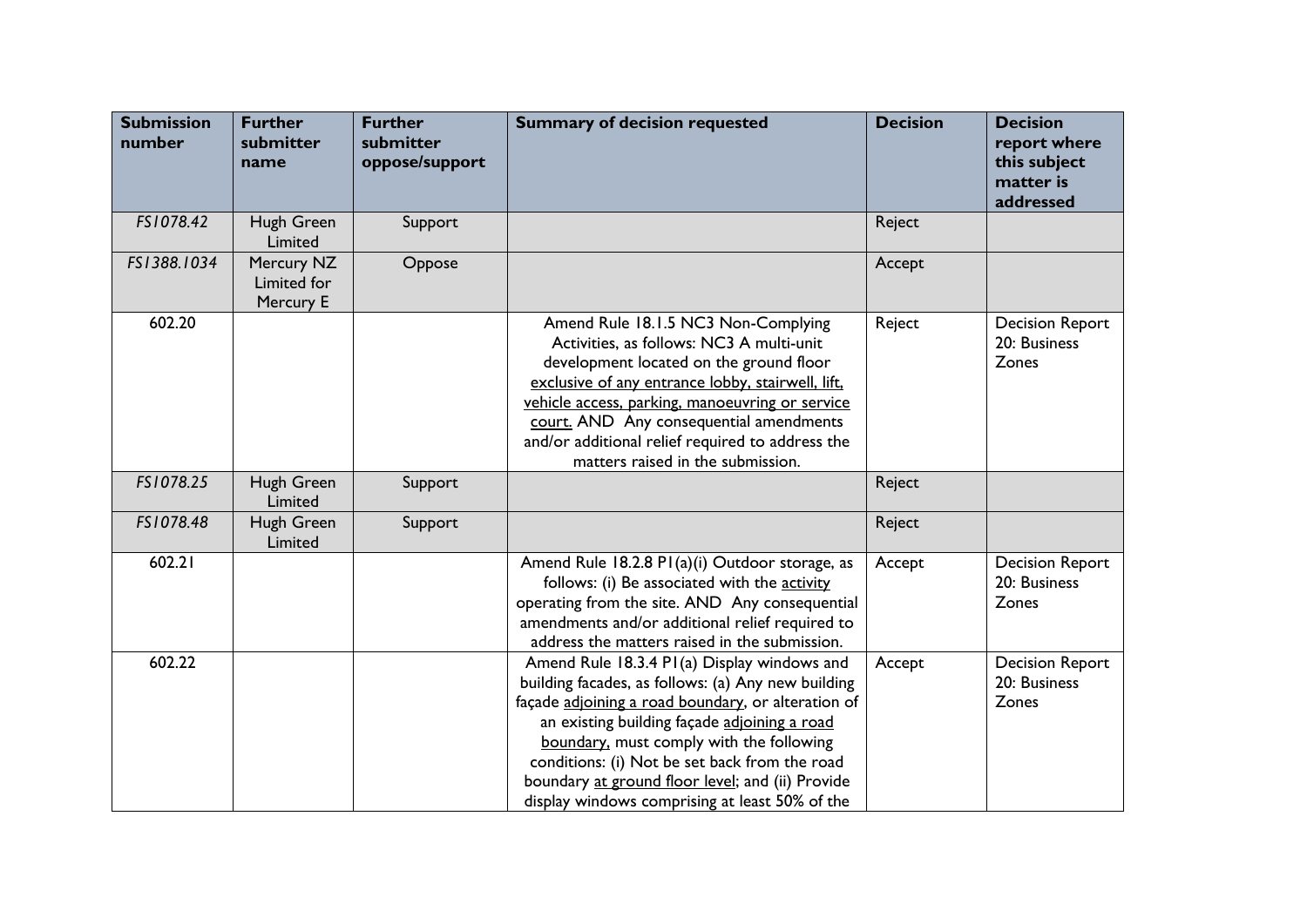| Submission number | Further submitter name | Further submitter oppose/support | Summary of decision requested | Decision | Decision report where this subject matter is addressed |
|---|---|---|---|---|---|
| *FS1078.42* | Hugh Green Limited | Support | | Reject | |
| *FS1388.1034* | Mercury NZ Limited for Mercury E | Oppose | | Accept | |
| 602.20 | | | Amend Rule 18.1.5 NC3 Non-Complying Activities, as follows: NC3 A multi-unit development located on the ground floor <u>exclusive of any entrance lobby, stairwell, lift, vehicle access, parking, manoeuvring or service court.</u> AND Any consequential amendments and/or additional relief required to address the matters raised in the submission. | Reject | Decision Report 20: Business Zones |
| *FS1078.25* | Hugh Green Limited | Support | | Reject | |
| *FS1078.48* | Hugh Green Limited | Support | | Reject | |
| 602.21 | | | Amend Rule 18.2.8 P1(a)(i) Outdoor storage, as follows: (i) Be associated with the <u>activity</u> operating from the site. AND Any consequential amendments and/or additional relief required to address the matters raised in the submission. | Accept | Decision Report 20: Business Zones |
| 602.22 | | | Amend Rule 18.3.4 P1(a) Display windows and building facades, as follows: (a) Any new building façade <u>adjoining a road boundary</u>, or alteration of an existing building façade <u>adjoining a road boundary,</u> must comply with the following conditions: (i) Not be set back from the road boundary <u>at ground floor level</u>; and (ii) Provide display windows comprising at least 50% of the | Accept | Decision Report 20: Business Zones |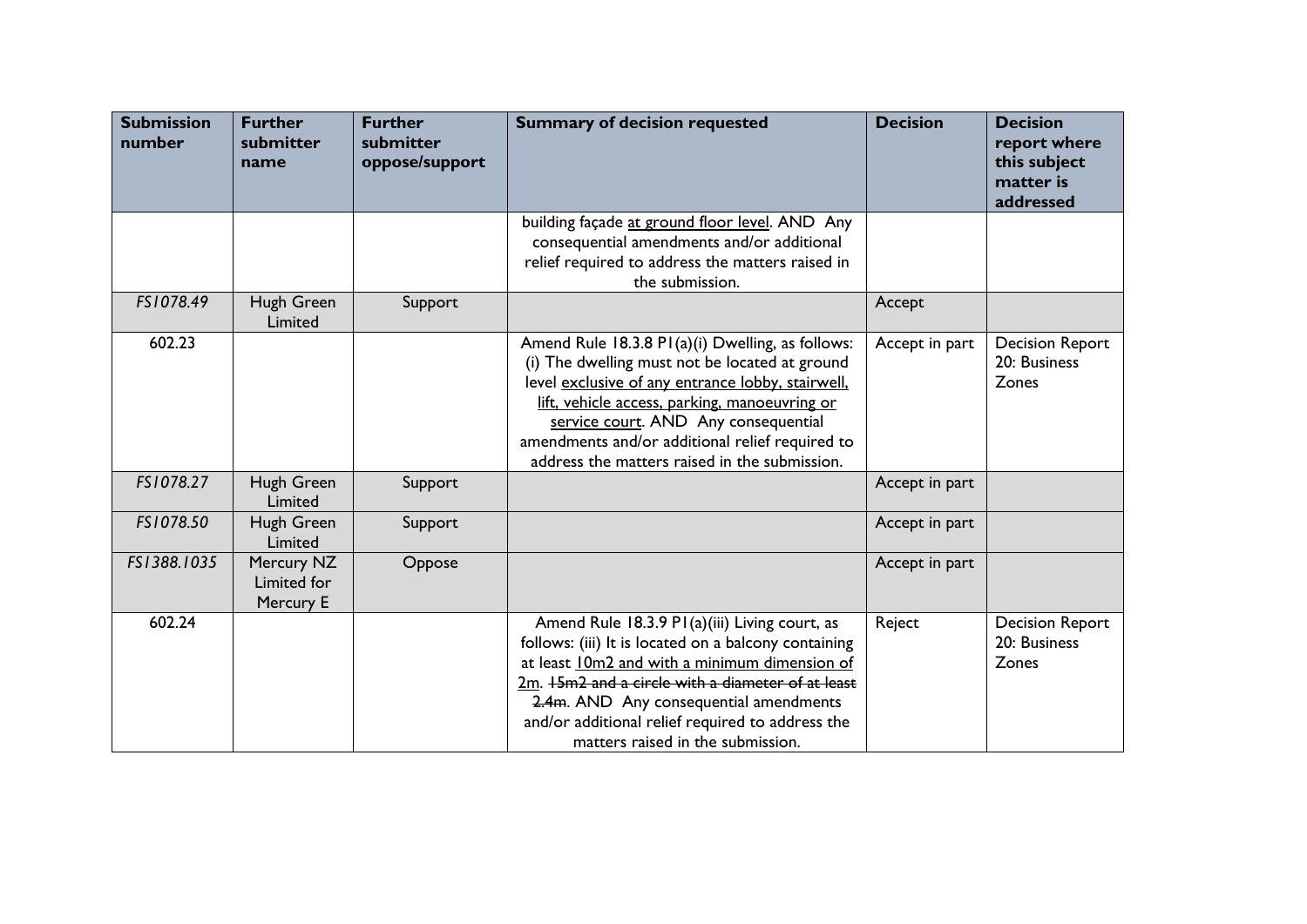| Submission number | Further submitter name | Further submitter oppose/support | Summary of decision requested | Decision | Decision report where this subject matter is addressed |
|---|---|---|---|---|---|
| | | | building façade <u>at ground floor level</u>. AND Any consequential amendments and/or additional relief required to address the matters raised in the submission. | | |
| *FS1078.49* | Hugh Green Limited | Support | | Accept | |
| 602.23 | | | Amend Rule 18.3.8 P1(a)(i) Dwelling, as follows: (i) The dwelling must not be located at ground level <u>exclusive of any entrance lobby, stairwell, lift, vehicle access, parking, manoeuvring or service court</u>. AND Any consequential amendments and/or additional relief required to address the matters raised in the submission. | Accept in part | Decision Report 20: Business Zones |
| *FS1078.27* | Hugh Green Limited | Support | | Accept in part | |
| *FS1078.50* | Hugh Green Limited | Support | | Accept in part | |
| *FS1388.1035* | Mercury NZ Limited for Mercury E | Oppose | | Accept in part | |
| 602.24 | | | Amend Rule 18.3.9 P1(a)(iii) Living court, as follows: (iii) It is located on a balcony containing at least <u>10m2 and with a minimum dimension of 2m</u>. ~~15m2 and a circle with a diameter of at least 2.4m~~. AND Any consequential amendments and/or additional relief required to address the matters raised in the submission. | Reject | Decision Report 20: Business Zones |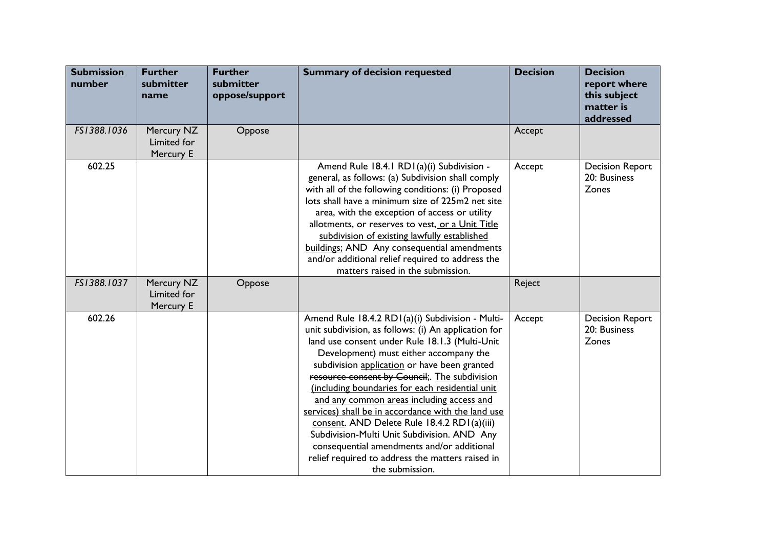| Submission number | Further submitter name | Further submitter oppose/support | Summary of decision requested | Decision | Decision report where this subject matter is addressed |
|---|---|---|---|---|---|
| *FS1388.1036* | Mercury NZ Limited for Mercury E | Oppose | | Accept | |
| 602.25 | | | Amend Rule 18.4.1 RD1(a)(i) Subdivision - general, as follows: (a) Subdivision shall comply with all of the following conditions: (i) Proposed lots shall have a minimum size of 225m2 net site area, with the exception of access or utility allotments, or reserves to vest, or a Unit Title subdivision of existing lawfully established buildings; AND Any consequential amendments and/or additional relief required to address the matters raised in the submission. | Accept | Decision Report 20: Business Zones |
| *FS1388.1037* | Mercury NZ Limited for Mercury E | Oppose | | Reject | |
| 602.26 | | | Amend Rule 18.4.2 RD1(a)(i) Subdivision - Multi-unit subdivision, as follows: (i) An application for land use consent under Rule 18.1.3 (Multi-Unit Development) must either accompany the subdivision application or have been granted ~~resource consent by Council~~;. The subdivision (including boundaries for each residential unit and any common areas including access and services) shall be in accordance with the land use consent. AND Delete Rule 18.4.2 RD1(a)(iii) Subdivision-Multi Unit Subdivision. AND Any consequential amendments and/or additional relief required to address the matters raised in the submission. | Accept | Decision Report 20: Business Zones |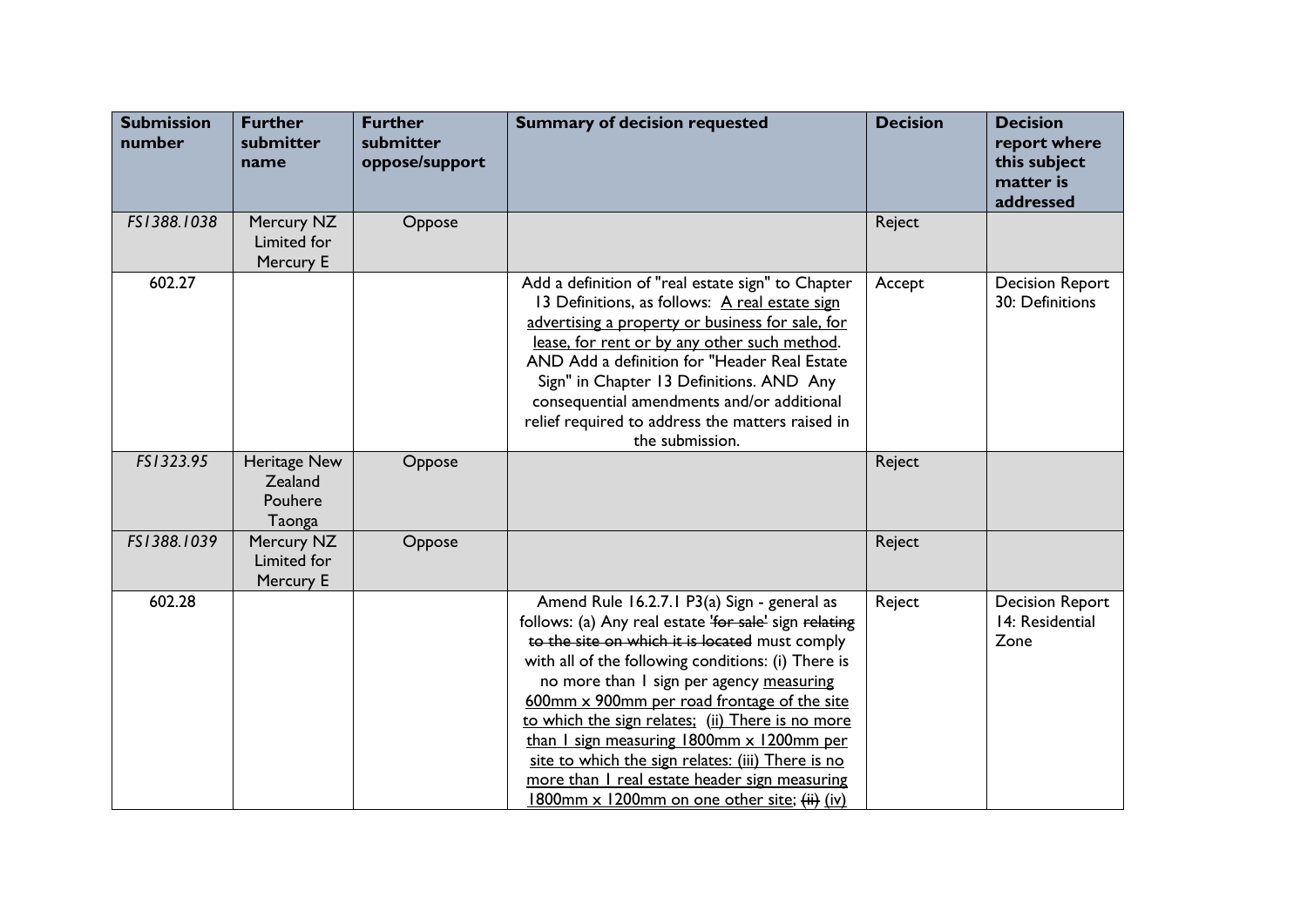| Submission number | Further submitter name | Further submitter oppose/support | Summary of decision requested | Decision | Decision report where this subject matter is addressed |
|---|---|---|---|---|---|
| *FS1388.1038* | Mercury NZ Limited for Mercury E | Oppose | | Reject | |
| 602.27 | | | Add a definition of "real estate sign" to Chapter 13 Definitions, as follows: <u>A real estate sign advertising a property or business for sale, for lease, for rent or by any other such method</u>. AND Add a definition for "Header Real Estate Sign" in Chapter 13 Definitions. AND Any consequential amendments and/or additional relief required to address the matters raised in the submission. | Accept | Decision Report 30: Definitions |
| *FS1323.95* | Heritage New Zealand Pouhere Taonga | Oppose | | Reject | |
| *FS1388.1039* | Mercury NZ Limited for Mercury E | Oppose | | Reject | |
| 602.28 | | | Amend Rule 16.2.7.1 P3(a) Sign - general as follows: (a) Any real estate ~~'for sale'~~ sign ~~relating to the site on which it is located~~ must comply with all of the following conditions: (i) There is no more than 1 sign per agency <u>measuring 600mm x 900mm per road frontage of the site to which the sign relates;</u> <u>(ii) There is no more than 1 sign measuring 1800mm x 1200mm per site to which the sign relates: (iii) There is no more than 1 real estate header sign measuring 1800mm x 1200mm on one other site;</u> ~~(ii)~~ <u>(iv)</u> | Reject | Decision Report 14: Residential Zone |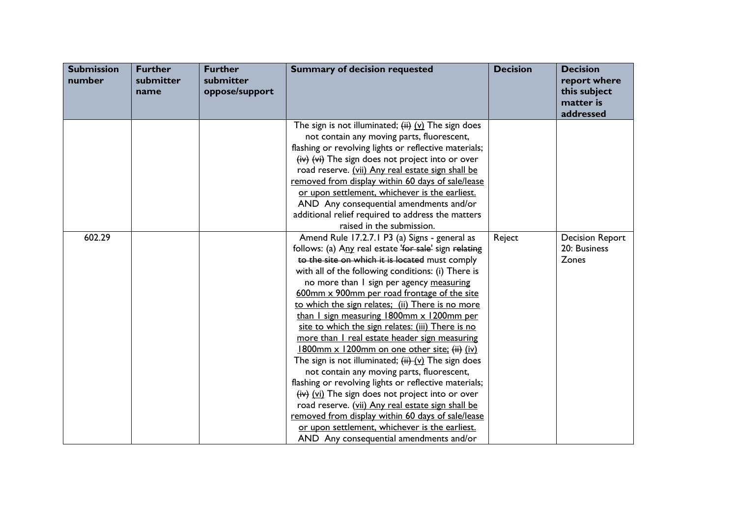| Submission number | Further submitter name | Further submitter oppose/support | Summary of decision requested | Decision | Decision report where this subject matter is addressed |
|---|---|---|---|---|---|
| | | | The sign is not illuminated; ~~(ii)~~ <u>(v)</u> The sign does not contain any moving parts, fluorescent, flashing or revolving lights or reflective materials; ~~(iv)~~ ~~(vi)~~ The sign does not project into or over road reserve. <u>(vii) Any real estate sign shall be removed from display within 60 days of sale/lease or upon settlement, whichever is the earliest.</u> AND Any consequential amendments and/or additional relief required to address the matters raised in the submission. | | |
| 602.29 | | | Amend Rule 17.2.7.1 P3 (a) Signs - general as follows: (a) A<u>ny</u> real estate ~~'for sale'~~ sign ~~relating to the site on which it is located~~ must comply with all of the following conditions: (i) There is no more than 1 sign per agency <u>measuring 600mm x 900mm per road frontage of the site to which the sign relates; (ii) There is no more than 1 sign measuring 1800mm x 1200mm per site to which the sign relates: (iii) There is no more than 1 real estate header sign measuring 1800mm x 1200mm on one other site;</u> ~~(ii)~~ <u>(iv)</u> The sign is not illuminated; ~~(ii)~~ <u>(v)</u> The sign does not contain any moving parts, fluorescent, flashing or revolving lights or reflective materials; ~~(iv)~~ <u>(vi)</u> The sign does not project into or over road reserve. <u>(vii) Any real estate sign shall be removed from display within 60 days of sale/lease or upon settlement, whichever is the earliest.</u> AND Any consequential amendments and/or | Reject | Decision Report 20: Business Zones |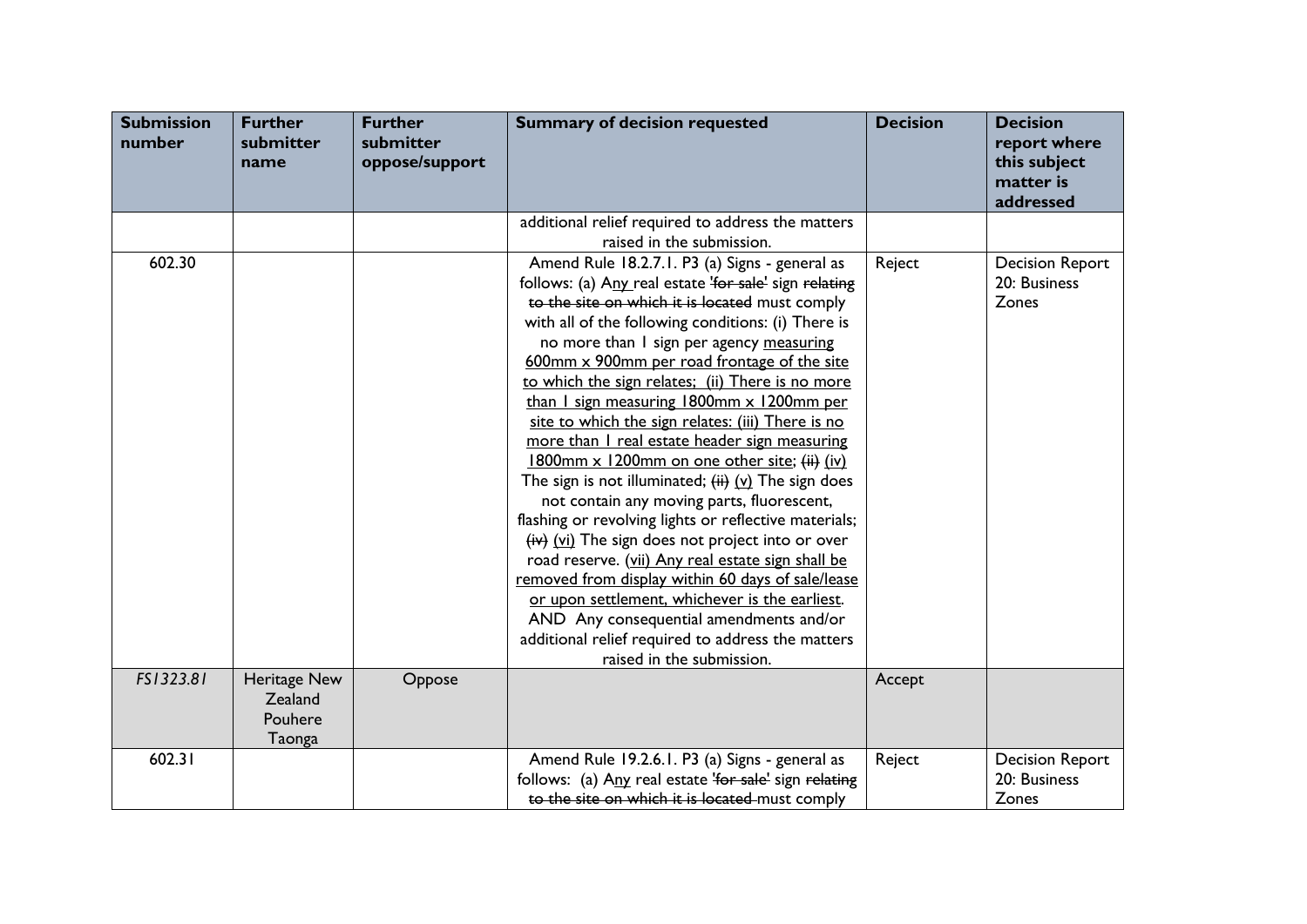| Submission number | Further submitter name | Further submitter oppose/support | Summary of decision requested | Decision | Decision report where this subject matter is addressed |
|---|---|---|---|---|---|
| | | | additional relief required to address the matters raised in the submission. | | |
| 602.30 | | | Amend Rule 18.2.7.1. P3 (a) Signs - general as follows: (a) Any real estate ~~'for sale'~~ sign ~~relating to the site on which it is located~~ must comply with all of the following conditions: (i) There is no more than 1 sign per agency measuring 600mm x 900mm per road frontage of the site to which the sign relates; (ii) There is no more than 1 sign measuring 1800mm x 1200mm per site to which the sign relates: (iii) There is no more than 1 real estate header sign measuring 1800mm x 1200mm on one other site; ~~(ii)~~ (iv) The sign is not illuminated; ~~(iii)~~ (v) The sign does not contain any moving parts, fluorescent, flashing or revolving lights or reflective materials; ~~(iv)~~ (vi) The sign does not project into or over road reserve. (vii) Any real estate sign shall be removed from display within 60 days of sale/lease or upon settlement, whichever is the earliest. AND Any consequential amendments and/or additional relief required to address the matters raised in the submission. | Reject | Decision Report 20: Business Zones |
| *FS1323.81* | Heritage New Zealand Pouhere Taonga | Oppose | | Accept | |
| 602.31 | | | Amend Rule 19.2.6.1. P3 (a) Signs - general as follows: (a) Any real estate ~~'for sale'~~ sign ~~relating to the site on which it is located~~ must comply | Reject | Decision Report 20: Business Zones |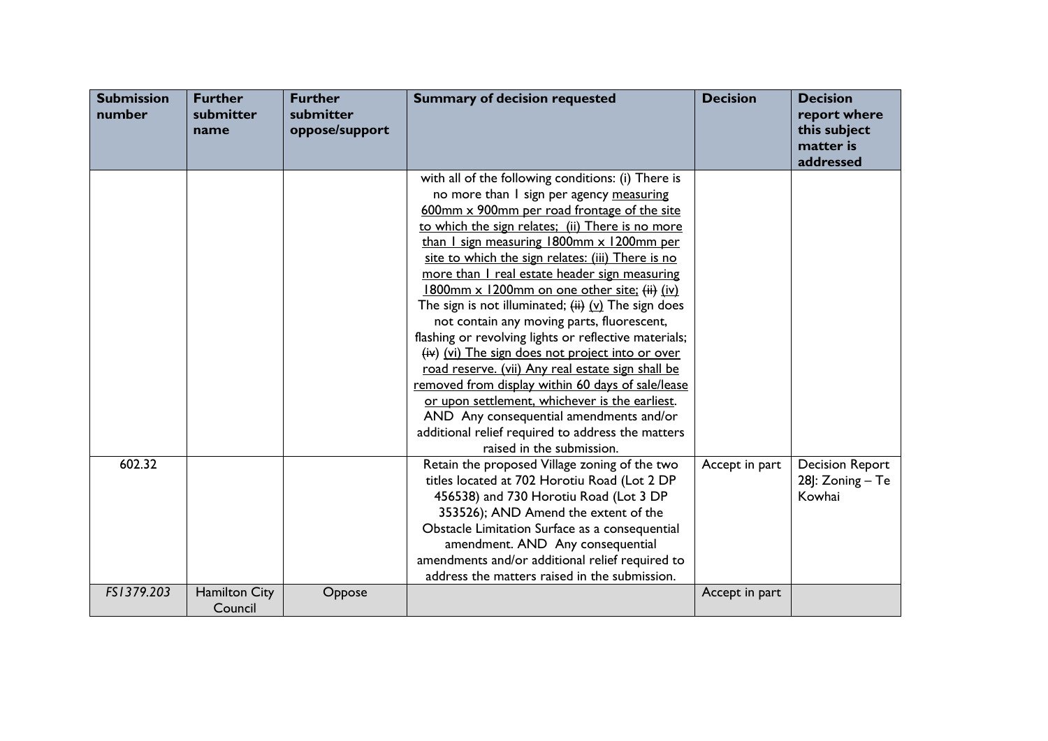| Submission number | Further submitter name | Further submitter oppose/support | Summary of decision requested | Decision | Decision report where this subject matter is addressed |
|---|---|---|---|---|---|
| | | | with all of the following conditions: (i) There is no more than 1 sign per agency measuring 600mm x 900mm per road frontage of the site to which the sign relates; (ii) There is no more than 1 sign measuring 1800mm x 1200mm per site to which the sign relates: (iii) There is no more than 1 real estate header sign measuring 1800mm x 1200mm on one other site; ~~(ii)~~ (iv) The sign is not illuminated; ~~(ii)~~ (v) The sign does not contain any moving parts, fluorescent, flashing or revolving lights or reflective materials; ~~(iv)~~ (vi) The sign does not project into or over road reserve. (vii) Any real estate sign shall be removed from display within 60 days of sale/lease or upon settlement, whichever is the earliest. AND Any consequential amendments and/or additional relief required to address the matters raised in the submission. | | |
| 602.32 | | | Retain the proposed Village zoning of the two titles located at 702 Horotiu Road (Lot 2 DP 456538) and 730 Horotiu Road (Lot 3 DP 353526); AND Amend the extent of the Obstacle Limitation Surface as a consequential amendment. AND Any consequential amendments and/or additional relief required to address the matters raised in the submission. | Accept in part | Decision Report 28J: Zoning – Te Kowhai |
| *FS1379.203* | Hamilton City Council | Oppose | | Accept in part | |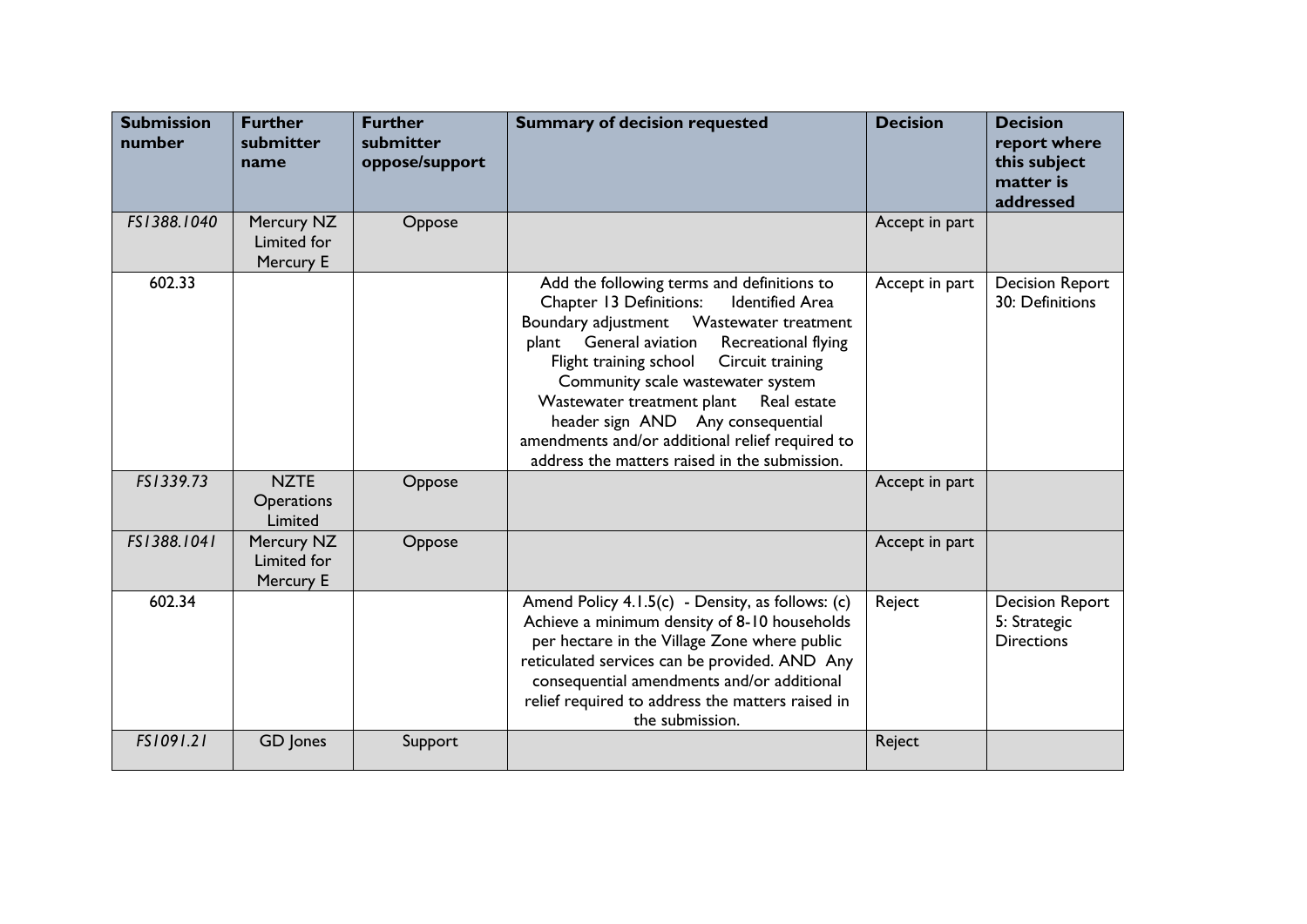| Submission number | Further submitter name | Further submitter oppose/support | Summary of decision requested | Decision | Decision report where this subject matter is addressed |
|---|---|---|---|---|---|
| *FS1388.1040* | Mercury NZ Limited for Mercury E | Oppose | | Accept in part | |
| 602.33 | | | Add the following terms and definitions to Chapter 13 Definitions: Identified Area Boundary adjustment Wastewater treatment plant General aviation Recreational flying Flight training school Circuit training Community scale wastewater system Wastewater treatment plant Real estate header sign AND Any consequential amendments and/or additional relief required to address the matters raised in the submission. | Accept in part | Decision Report 30: Definitions |
| *FS1339.73* | NZTE Operations Limited | Oppose | | Accept in part | |
| *FS1388.1041* | Mercury NZ Limited for Mercury E | Oppose | | Accept in part | |
| 602.34 | | | Amend Policy 4.1.5(c) - Density, as follows: (c) Achieve a minimum density of 8-10 households per hectare in the Village Zone where public reticulated services can be provided. AND Any consequential amendments and/or additional relief required to address the matters raised in the submission. | Reject | Decision Report 5: Strategic Directions |
| *FS1091.21* | GD Jones | Support | | Reject | |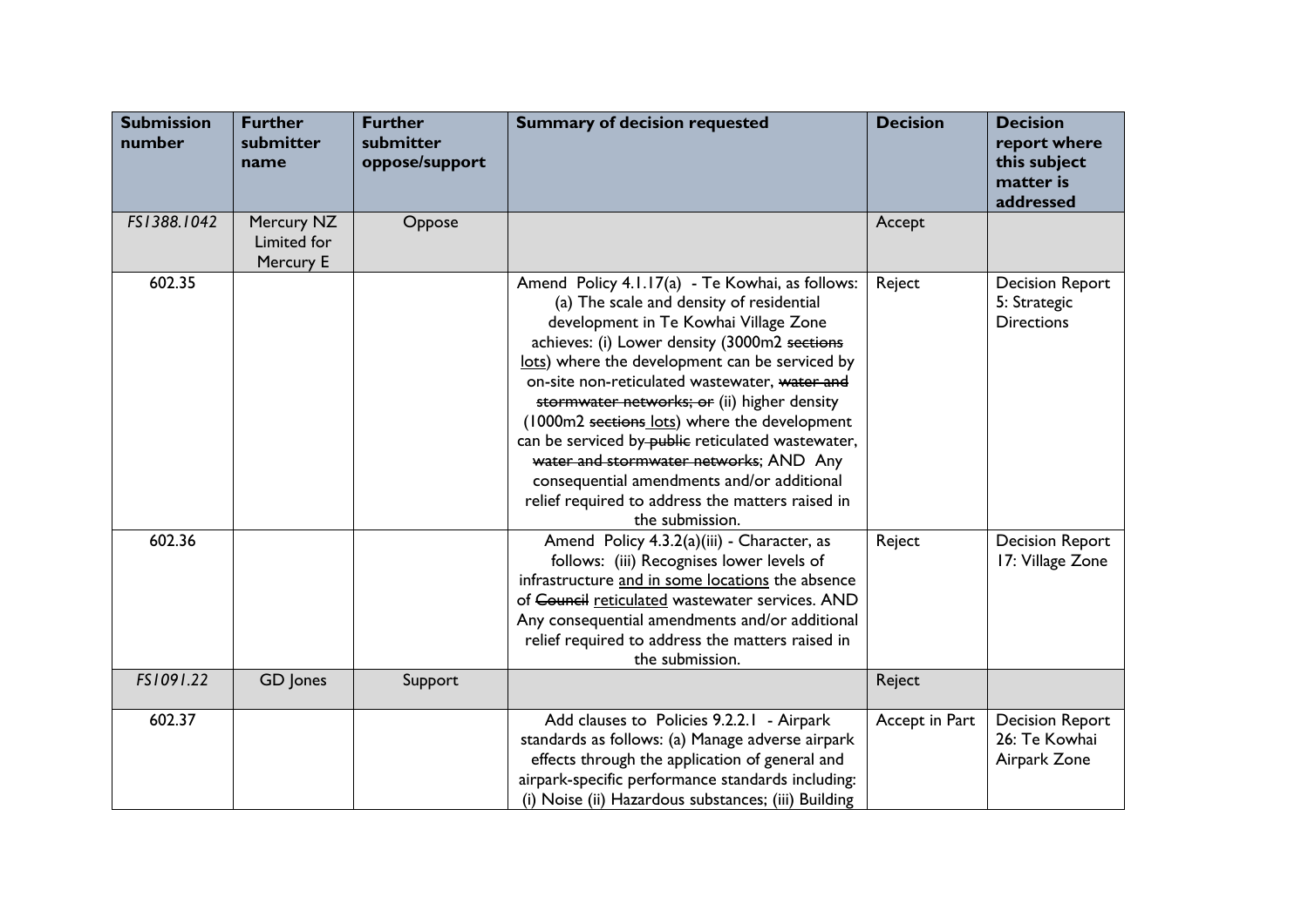| Submission number | Further submitter name | Further submitter oppose/support | Summary of decision requested | Decision | Decision report where this subject matter is addressed |
|---|---|---|---|---|---|
| *FS1388.1042* | Mercury NZ Limited for Mercury E | Oppose | | Accept | |
| 602.35 | | | Amend Policy 4.1.17(a) - Te Kowhai, as follows: (a) The scale and density of residential development in Te Kowhai Village Zone achieves: (i) Lower density (3000m2 ~~sections~~ lots) where the development can be serviced by on-site non-reticulated wastewater, ~~water and stormwater networks; or~~ (ii) higher density (1000m2 ~~sections~~ lots) where the development can be serviced by ~~public~~ reticulated wastewater, ~~water and stormwater networks~~; AND Any consequential amendments and/or additional relief required to address the matters raised in the submission. | Reject | Decision Report 5: Strategic Directions |
| 602.36 | | | Amend Policy 4.3.2(a)(iii) - Character, as follows: (iii) Recognises lower levels of infrastructure and in some locations the absence of ~~Council~~ reticulated wastewater services. AND Any consequential amendments and/or additional relief required to address the matters raised in the submission. | Reject | Decision Report 17: Village Zone |
| *FS1091.22* | GD Jones | Support | | Reject | |
| 602.37 | | | Add clauses to Policies 9.2.2.1 - Airpark standards as follows: (a) Manage adverse airpark effects through the application of general and airpark-specific performance standards including: (i) Noise (ii) Hazardous substances; (iii) Building | Accept in Part | Decision Report 26: Te Kowhai Airpark Zone |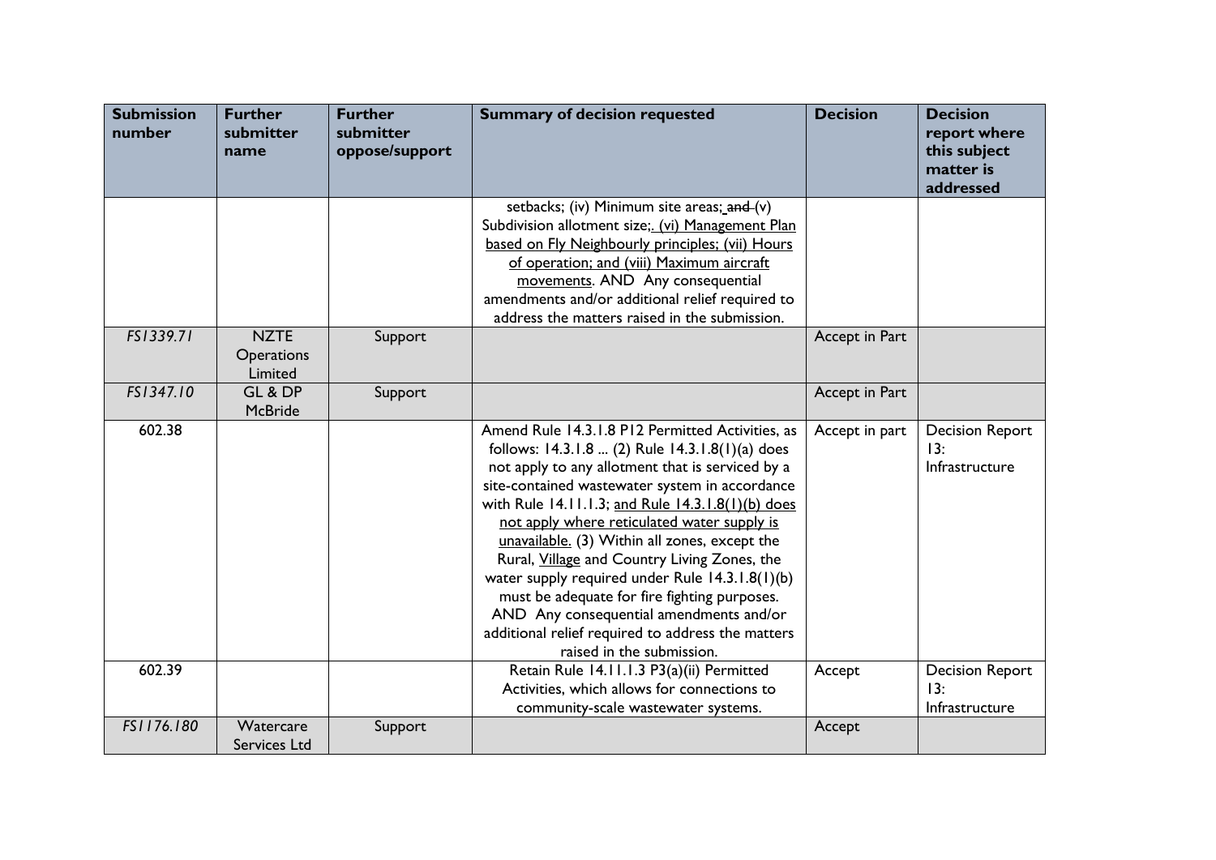| Submission number | Further submitter name | Further submitter oppose/support | Summary of decision requested | Decision | Decision report where this subject matter is addressed |
|---|---|---|---|---|---|
| | | | setbacks; (iv) Minimum site areas; ~~and~~ (v) Subdivision allotment size;. (vi) Management Plan based on Fly Neighbourly principles; (vii) Hours of operation; and (viii) Maximum aircraft movements. AND Any consequential amendments and/or additional relief required to address the matters raised in the submission. | | |
| *FS1339.71* | NZTE Operations Limited | Support | | Accept in Part | |
| *FS1347.10* | GL & DP McBride | Support | | Accept in Part | |
| 602.38 | | | Amend Rule 14.3.1.8 P12 Permitted Activities, as follows: 14.3.1.8 ... (2) Rule 14.3.1.8(1)(a) does not apply to any allotment that is serviced by a site-contained wastewater system in accordance with Rule 14.11.1.3; and Rule 14.3.1.8(1)(b) does not apply where reticulated water supply is unavailable. (3) Within all zones, except the Rural, Village and Country Living Zones, the water supply required under Rule 14.3.1.8(1)(b) must be adequate for fire fighting purposes. AND Any consequential amendments and/or additional relief required to address the matters raised in the submission. | Accept in part | Decision Report 13: Infrastructure |
| 602.39 | | | Retain Rule 14.11.1.3 P3(a)(ii) Permitted Activities, which allows for connections to community-scale wastewater systems. | Accept | Decision Report 13: Infrastructure |
| *FS1176.180* | Watercare Services Ltd | Support | | Accept | |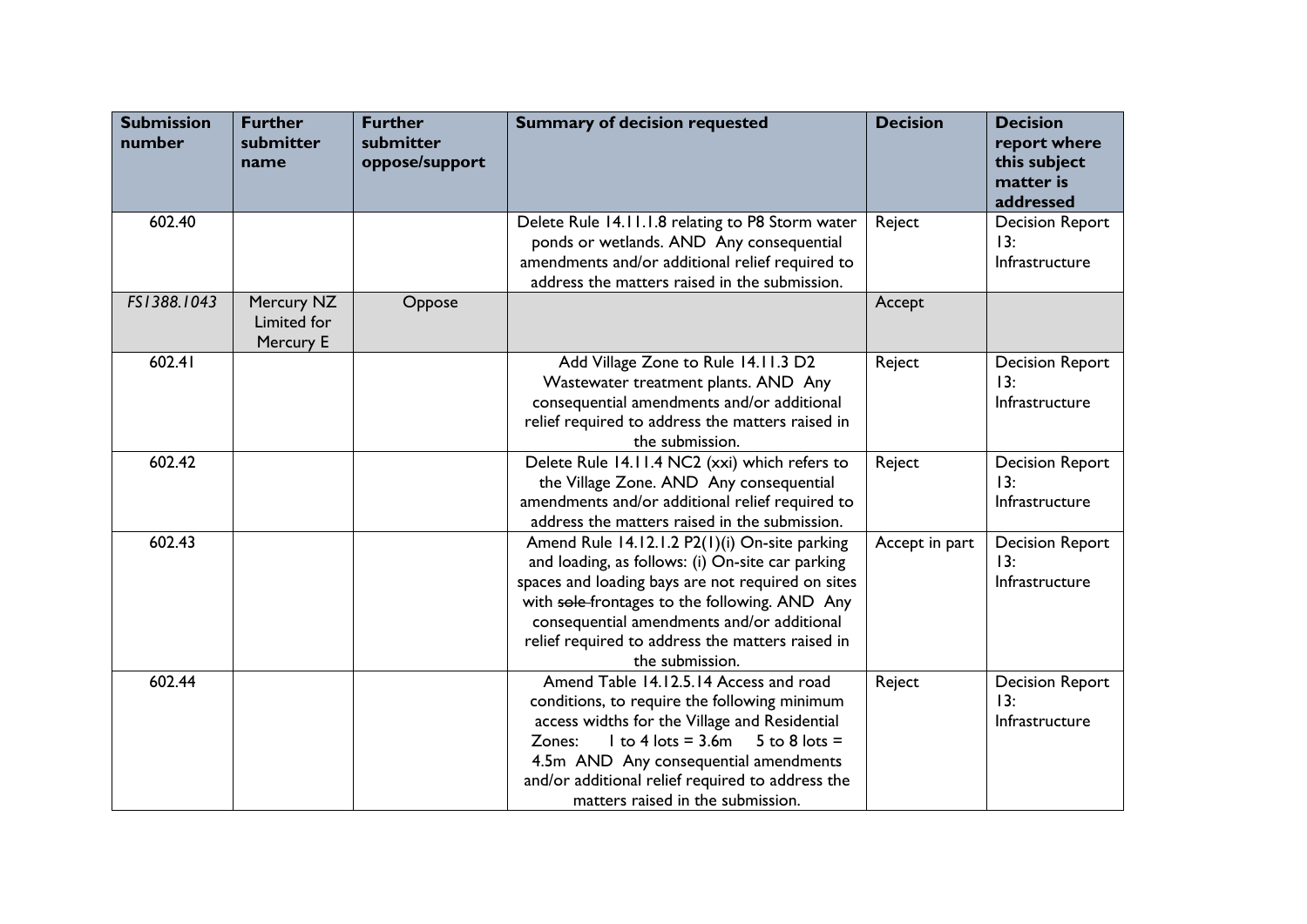| Submission number | Further submitter name | Further submitter oppose/support | Summary of decision requested | Decision | Decision report where this subject matter is addressed |
|---|---|---|---|---|---|
| 602.40 | | | Delete Rule 14.11.1.8 relating to P8 Storm water ponds or wetlands. AND Any consequential amendments and/or additional relief required to address the matters raised in the submission. | Reject | Decision Report 13: Infrastructure |
| *FS1388.1043* | Mercury NZ Limited for Mercury E | Oppose | | Accept | |
| 602.41 | | | Add Village Zone to Rule 14.11.3 D2 Wastewater treatment plants. AND Any consequential amendments and/or additional relief required to address the matters raised in the submission. | Reject | Decision Report 13: Infrastructure |
| 602.42 | | | Delete Rule 14.11.4 NC2 (xxi) which refers to the Village Zone. AND Any consequential amendments and/or additional relief required to address the matters raised in the submission. | Reject | Decision Report 13: Infrastructure |
| 602.43 | | | Amend Rule 14.12.1.2 P2(1)(i) On-site parking and loading, as follows: (i) On-site car parking spaces and loading bays are not required on sites with ~~sole~~ frontages to the following. AND Any consequential amendments and/or additional relief required to address the matters raised in the submission. | Accept in part | Decision Report 13: Infrastructure |
| 602.44 | | | Amend Table 14.12.5.14 Access and road conditions, to require the following minimum access widths for the Village and Residential Zones: 1 to 4 lots = 3.6m 5 to 8 lots = 4.5m AND Any consequential amendments and/or additional relief required to address the matters raised in the submission. | Reject | Decision Report 13: Infrastructure |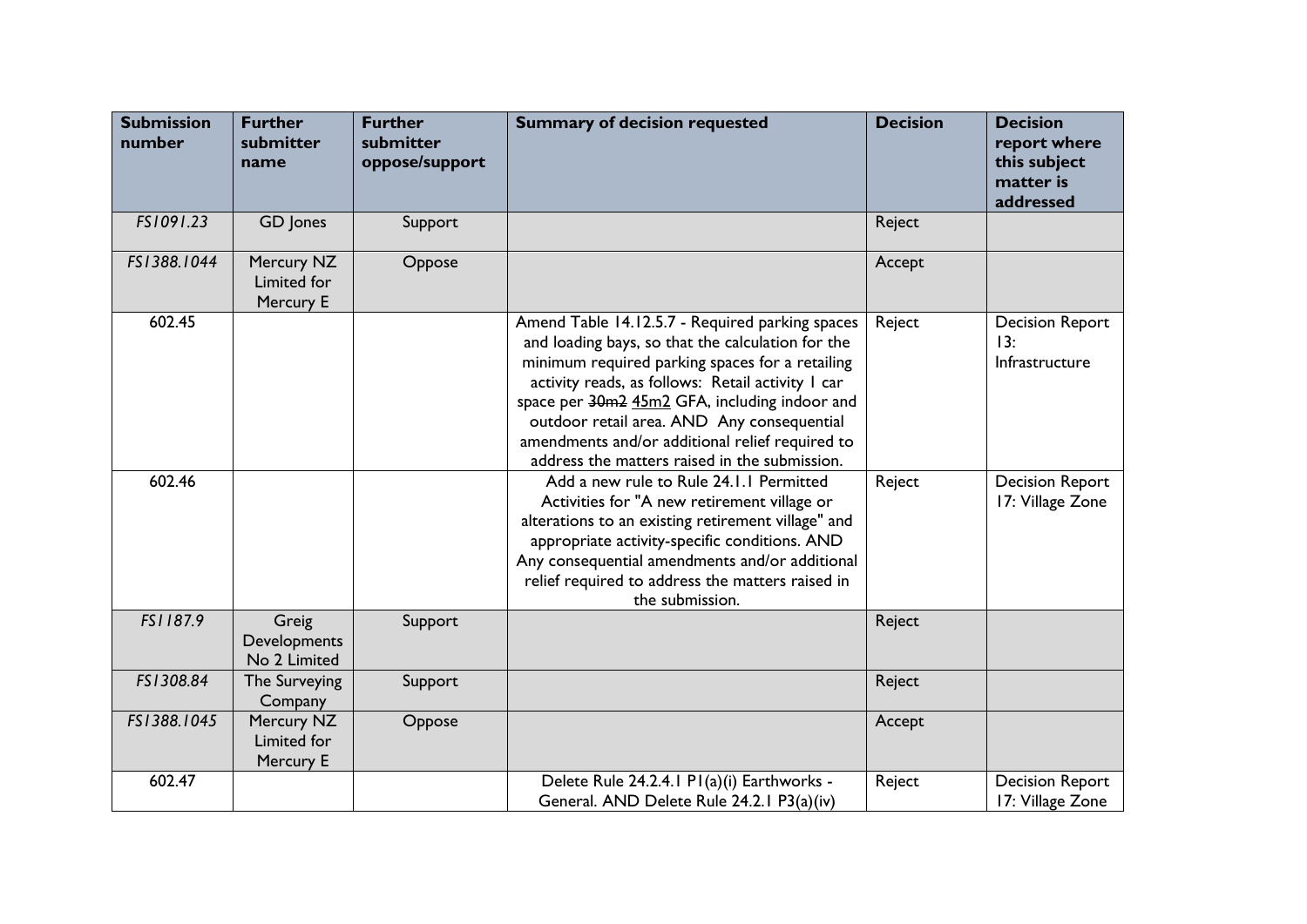| Submission number | Further submitter name | Further submitter oppose/support | Summary of decision requested | Decision | Decision report where this subject matter is addressed |
|---|---|---|---|---|---|
| *FS1091.23* | GD Jones | Support | | Reject | |
| *FS1388.1044* | Mercury NZ Limited for Mercury E | Oppose | | Accept | |
| 602.45 | | | Amend Table 14.12.5.7 - Required parking spaces and loading bays, so that the calculation for the minimum required parking spaces for a retailing activity reads, as follows: Retail activity 1 car space per ~~30m2~~ 45m2 GFA, including indoor and outdoor retail area. AND Any consequential amendments and/or additional relief required to address the matters raised in the submission. | Reject | Decision Report 13: Infrastructure |
| 602.46 | | | Add a new rule to Rule 24.1.1 Permitted Activities for "A new retirement village or alterations to an existing retirement village" and appropriate activity-specific conditions. AND Any consequential amendments and/or additional relief required to address the matters raised in the submission. | Reject | Decision Report 17: Village Zone |
| *FS1187.9* | Greig Developments No 2 Limited | Support | | Reject | |
| *FS1308.84* | The Surveying Company | Support | | Reject | |
| *FS1388.1045* | Mercury NZ Limited for Mercury E | Oppose | | Accept | |
| 602.47 | | | Delete Rule 24.2.4.1 P1(a)(i) Earthworks - General. AND Delete Rule 24.2.1 P3(a)(iv) | Reject | Decision Report 17: Village Zone |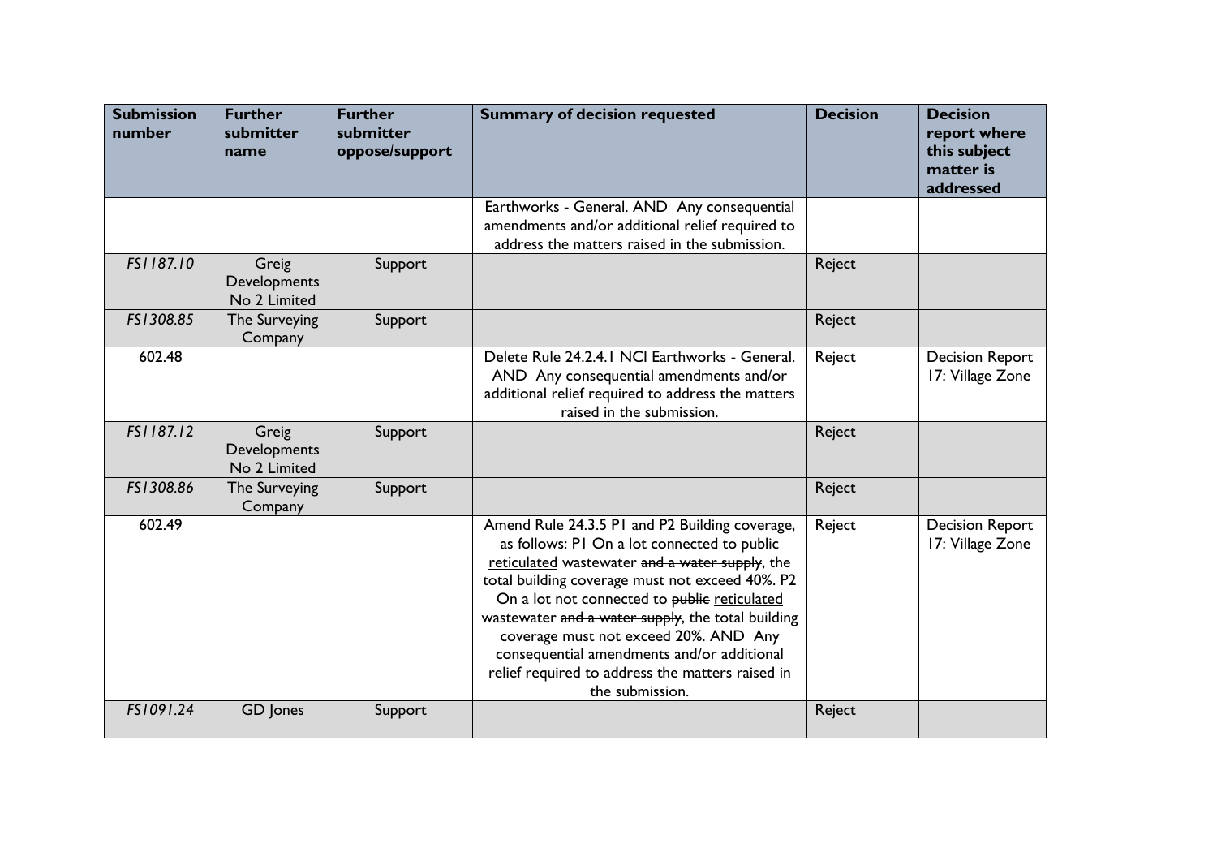| Submission number | Further submitter name | Further submitter oppose/support | Summary of decision requested | Decision | Decision report where this subject matter is addressed |
|---|---|---|---|---|---|
| | | | Earthworks - General. AND Any consequential amendments and/or additional relief required to address the matters raised in the submission. | | |
| *FS1187.10* | Greig Developments No 2 Limited | Support | | Reject | |
| *FS1308.85* | The Surveying Company | Support | | Reject | |
| 602.48 | | | Delete Rule 24.2.4.1 NCI Earthworks - General. AND Any consequential amendments and/or additional relief required to address the matters raised in the submission. | Reject | Decision Report 17: Village Zone |
| *FS1187.12* | Greig Developments No 2 Limited | Support | | Reject | |
| *FS1308.86* | The Surveying Company | Support | | Reject | |
| 602.49 | | | Amend Rule 24.3.5 P1 and P2 Building coverage, as follows: P1 On a lot connected to ~~public~~ <u>reticulated</u> wastewater ~~and a water supply~~, the total building coverage must not exceed 40%. P2 On a lot not connected to ~~public~~ <u>reticulated</u> wastewater ~~and a water supply~~, the total building coverage must not exceed 20%. AND Any consequential amendments and/or additional relief required to address the matters raised in the submission. | Reject | Decision Report 17: Village Zone |
| *FS1091.24* | GD Jones | Support | | Reject | |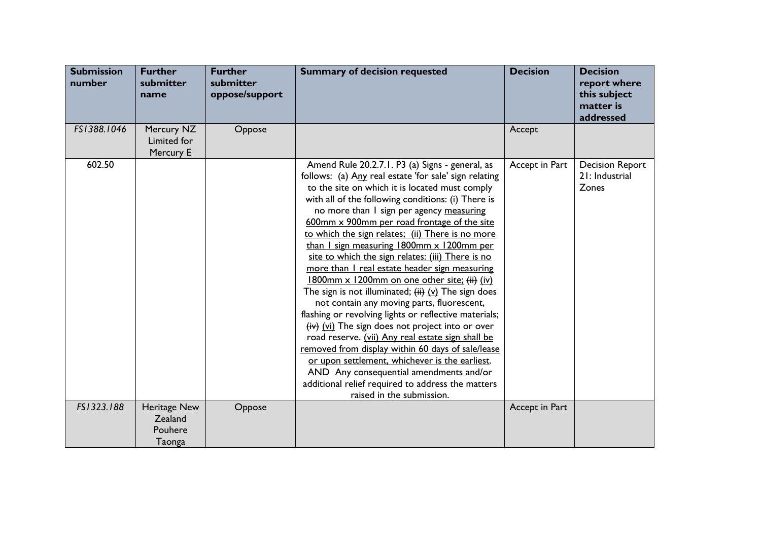| Submission number | Further submitter name | Further submitter oppose/support | Summary of decision requested | Decision | Decision report where this subject matter is addressed |
|---|---|---|---|---|---|
| *FS1388.1046* | Mercury NZ Limited for Mercury E | Oppose | | Accept | |
| 602.50 | | | Amend Rule 20.2.7.1. P3 (a) Signs - general, as follows: (a) A<u>ny</u> real estate 'for sale' sign relating to the site on which it is located must comply with all of the following conditions: (i) There is no more than 1 sign per agency <u>measuring 600mm x 900mm per road frontage of the site to which the sign relates; (ii) There is no more than 1 sign measuring 1800mm x 1200mm per site to which the sign relates: (iii) There is no more than 1 real estate header sign measuring 1800mm x 1200mm on one other site;</u> ~~(ii)~~ <u>(iv)</u> The sign is not illuminated; ~~(iii)~~ <u>(v)</u> The sign does not contain any moving parts, fluorescent, flashing or revolving lights or reflective materials; ~~(iv)~~ <u>(vi)</u> The sign does not project into or over road reserve. <u>(vii) Any real estate sign shall be removed from display within 60 days of sale/lease or upon settlement, whichever is the earliest</u>. AND Any consequential amendments and/or additional relief required to address the matters raised in the submission. | Accept in Part | Decision Report 21: Industrial Zones |
| *FS1323.188* | Heritage New Zealand Pouhere Taonga | Oppose | | Accept in Part | |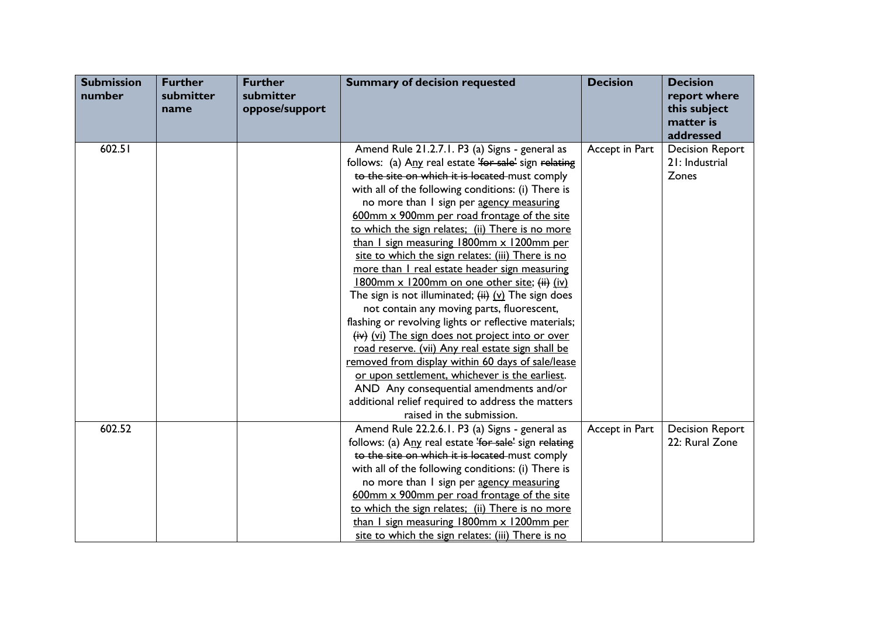| Submission number | Further submitter name | Further submitter oppose/support | Summary of decision requested | Decision | Decision report where this subject matter is addressed |
|---|---|---|---|---|---|
| 602.51 | | | Amend Rule 21.2.7.1. P3 (a) Signs - general as follows: (a) Any real estate ~~'for sale'~~ sign ~~relating to the site on which it is located~~ must comply with all of the following conditions: (i) There is no more than 1 sign per agency measuring 600mm x 900mm per road frontage of the site to which the sign relates; (ii) There is no more than 1 sign measuring 1800mm x 1200mm per site to which the sign relates: (iii) There is no more than 1 real estate header sign measuring 1800mm x 1200mm on one other site; ~~(ii)~~ (iv) The sign is not illuminated; ~~(iii)~~ (v) The sign does not contain any moving parts, fluorescent, flashing or revolving lights or reflective materials; ~~(iv)~~ (vi) The sign does not project into or over road reserve. (vii) Any real estate sign shall be removed from display within 60 days of sale/lease or upon settlement, whichever is the earliest. AND Any consequential amendments and/or additional relief required to address the matters raised in the submission. | Accept in Part | Decision Report 21: Industrial Zones |
| 602.52 | | | Amend Rule 22.2.6.1. P3 (a) Signs - general as follows: (a) Any real estate ~~'for sale'~~ sign ~~relating to the site on which it is located~~ must comply with all of the following conditions: (i) There is no more than 1 sign per agency measuring 600mm x 900mm per road frontage of the site to which the sign relates; (ii) There is no more than 1 sign measuring 1800mm x 1200mm per site to which the sign relates: (iii) There is no | Accept in Part | Decision Report 22: Rural Zone |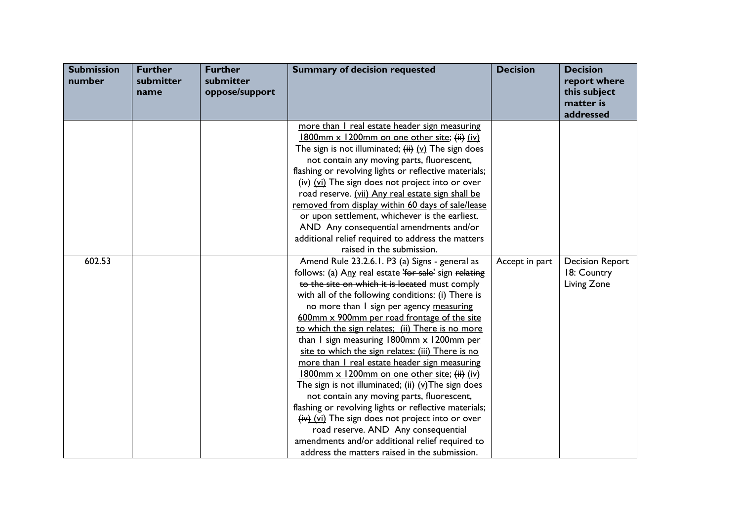| Submission number | Further submitter name | Further submitter oppose/support | Summary of decision requested | Decision | Decision report where this subject matter is addressed |
|---|---|---|---|---|---|
| | | | more than 1 real estate header sign measuring 1800mm x 1200mm on one other site; ~~(ii)~~ (iv) The sign is not illuminated; ~~(ii)~~ (v) The sign does not contain any moving parts, fluorescent, flashing or revolving lights or reflective materials; ~~(iv)~~ (vi) The sign does not project into or over road reserve. (vii) Any real estate sign shall be removed from display within 60 days of sale/lease or upon settlement, whichever is the earliest. AND Any consequential amendments and/or additional relief required to address the matters raised in the submission. | | |
| 602.53 | | | Amend Rule 23.2.6.1. P3 (a) Signs - general as follows: (a) Any real estate ~~'for sale'~~ sign ~~relating to the site on which it is located~~ must comply with all of the following conditions: (i) There is no more than 1 sign per agency measuring 600mm x 900mm per road frontage of the site to which the sign relates; (ii) There is no more than 1 sign measuring 1800mm x 1200mm per site to which the sign relates: (iii) There is no more than 1 real estate header sign measuring 1800mm x 1200mm on one other site; ~~(ii)~~ (iv) The sign is not illuminated; ~~(ii)~~ (v) The sign does not contain any moving parts, fluorescent, flashing or revolving lights or reflective materials; ~~(iv)~~ (vi) The sign does not project into or over road reserve. AND Any consequential amendments and/or additional relief required to address the matters raised in the submission. | Accept in part | Decision Report 18: Country Living Zone |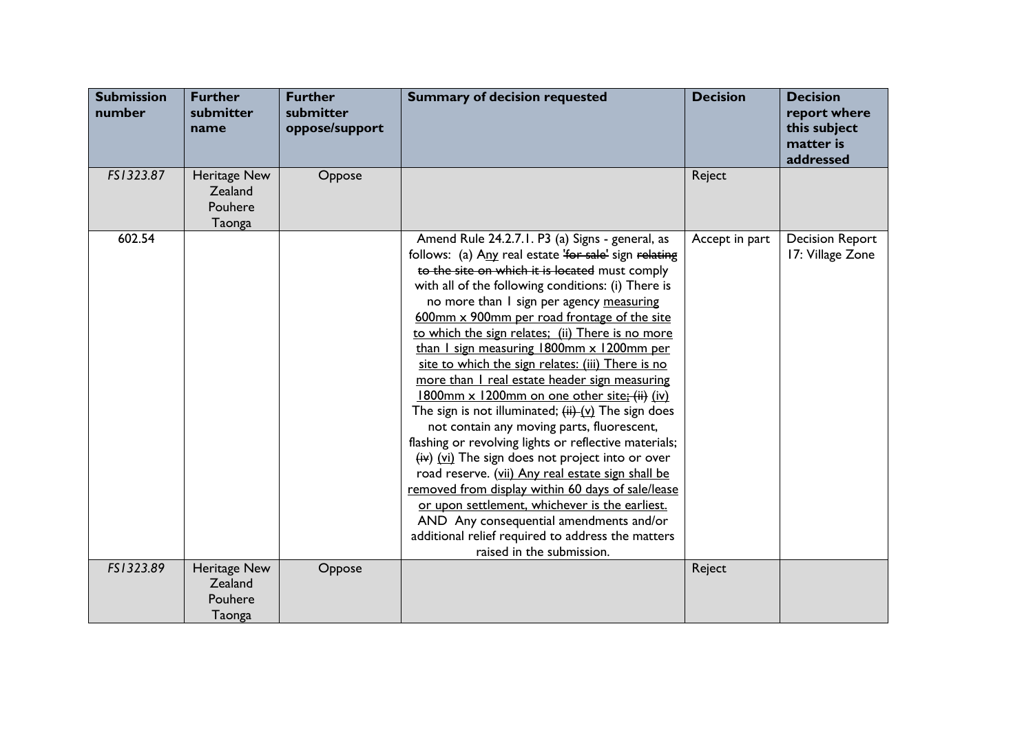| Submission number | Further submitter name | Further submitter oppose/support | Summary of decision requested | Decision | Decision report where this subject matter is addressed |
|---|---|---|---|---|---|
| *FS1323.87* | Heritage New Zealand Pouhere Taonga | Oppose | | Reject | |
| 602.54 | | | Amend Rule 24.2.7.1. P3 (a) Signs - general, as follows: (a) A<u>ny</u> real estate ~~'for sale'~~ sign ~~relating to the site on which it is located~~ must comply with all of the following conditions: (i) There is no more than 1 sign per agency <u>measuring 600mm x 900mm per road frontage of the site to which the sign relates; (ii) There is no more than 1 sign measuring 1800mm x 1200mm per site to which the sign relates: (iii) There is no more than 1 real estate header sign measuring 1800mm x 1200mm on one other site</u>; ~~(ii)~~ <u>(iv)</u> The sign is not illuminated; ~~(iii)~~ <u>(v)</u> The sign does not contain any moving parts, fluorescent, flashing or revolving lights or reflective materials; ~~(iv)~~ <u>(vi)</u> The sign does not project into or over road reserve. <u>(vii) Any real estate sign shall be removed from display within 60 days of sale/lease or upon settlement, whichever is the earliest.</u> AND Any consequential amendments and/or additional relief required to address the matters raised in the submission. | Accept in part | Decision Report 17: Village Zone |
| *FS1323.89* | Heritage New Zealand Pouhere Taonga | Oppose | | Reject | |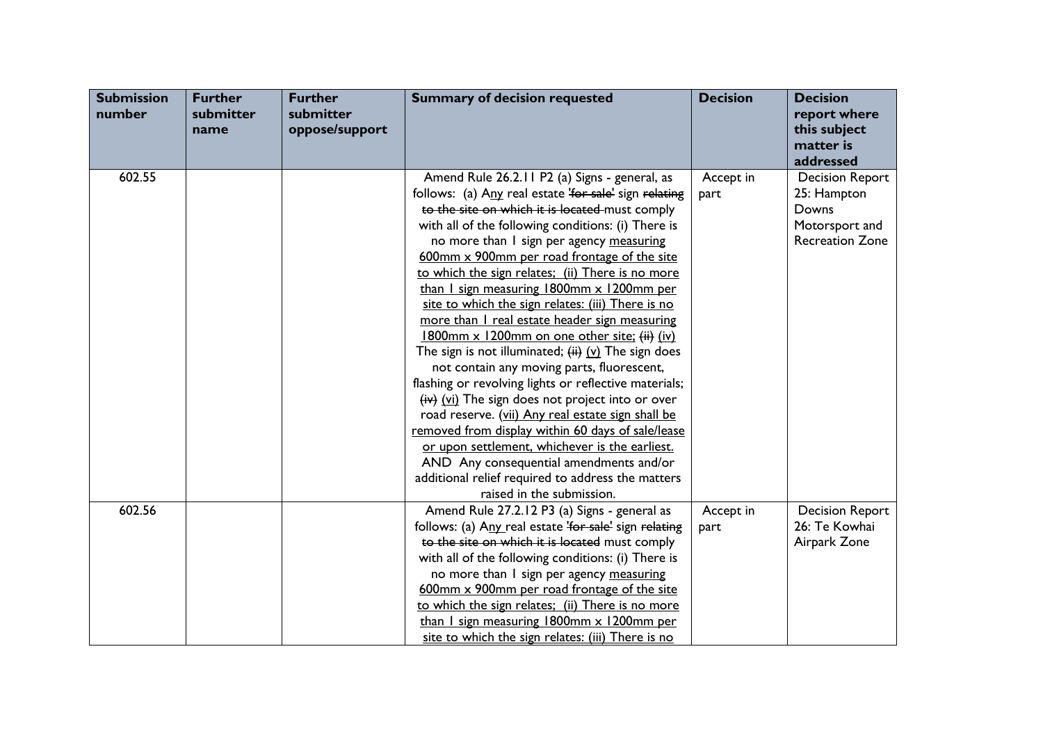| Submission number | Further submitter name | Further submitter oppose/support | Summary of decision requested | Decision | Decision report where this subject matter is addressed |
|---|---|---|---|---|---|
| 602.55 | | | Amend Rule 26.2.11 P2 (a) Signs - general, as follows: (a) A<u>ny</u> real estate ~~'for sale'~~ sign ~~relating to the site on which it is located~~ must comply with all of the following conditions: (i) There is no more than 1 sign per agency <u>measuring 600mm x 900mm per road frontage of the site to which the sign relates; (ii) There is no more than 1 sign measuring 1800mm x 1200mm per site to which the sign relates: (iii) There is no more than 1 real estate header sign measuring 1800mm x 1200mm on one other site;</u> ~~(ii)~~ <u>(iv)</u> The sign is not illuminated; ~~(iii)~~ <u>(v)</u> The sign does not contain any moving parts, fluorescent, flashing or revolving lights or reflective materials; ~~(iv)~~ <u>(vi)</u> The sign does not project into or over road reserve. <u>(vii) Any real estate sign shall be removed from display within 60 days of sale/lease or upon settlement, whichever is the earliest.</u> AND Any consequential amendments and/or additional relief required to address the matters raised in the submission. | Accept in part | Decision Report 25: Hampton Downs Motorsport and Recreation Zone |
| 602.56 | | | Amend Rule 27.2.12 P3 (a) Signs - general as follows: (a) A<u>ny</u> real estate ~~'for sale'~~ sign ~~relating to the site on which it is located~~ must comply with all of the following conditions: (i) There is no more than 1 sign per agency <u>measuring 600mm x 900mm per road frontage of the site to which the sign relates; (ii) There is no more than 1 sign measuring 1800mm x 1200mm per site to which the sign relates: (iii) There is no</u> | Accept in part | Decision Report 26: Te Kowhai Airpark Zone |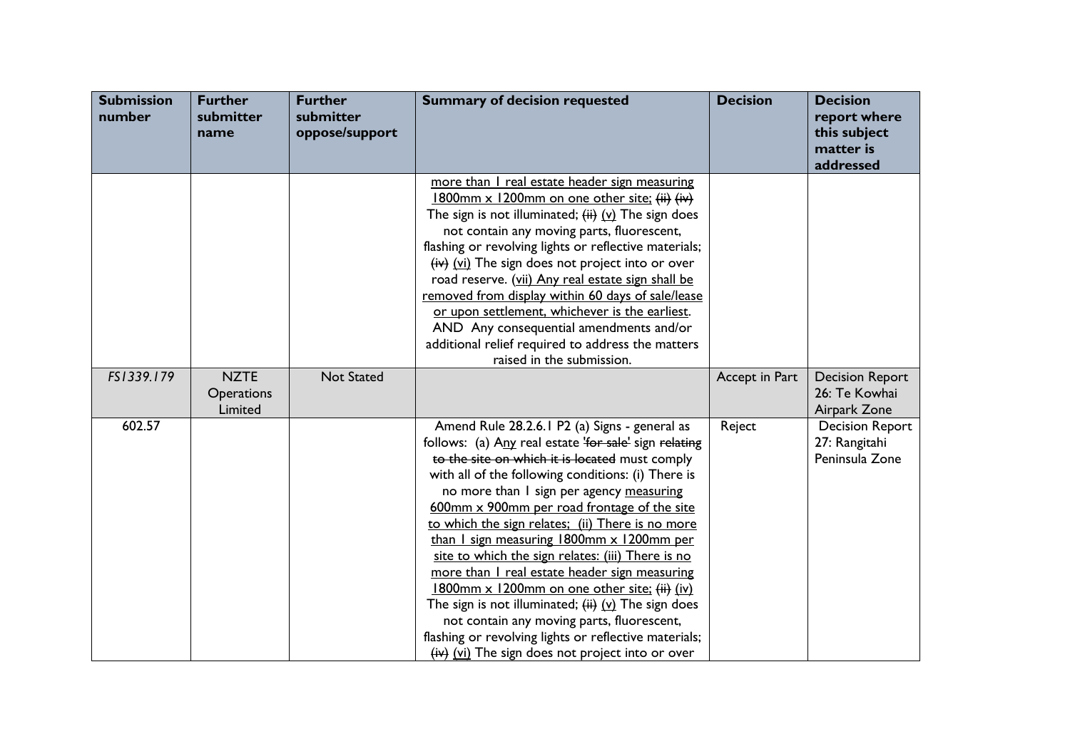| Submission number | Further submitter name | Further submitter oppose/support | Summary of decision requested | Decision | Decision report where this subject matter is addressed |
|---|---|---|---|---|---|
| | | | more than 1 real estate header sign measuring 1800mm x 1200mm on one other site; ~~(ii)~~ ~~(iv)~~ The sign is not illuminated; ~~(ii)~~ (v) The sign does not contain any moving parts, fluorescent, flashing or revolving lights or reflective materials; ~~(iv)~~ (vi) The sign does not project into or over road reserve. (vii) Any real estate sign shall be removed from display within 60 days of sale/lease or upon settlement, whichever is the earliest. AND Any consequential amendments and/or additional relief required to address the matters raised in the submission. | | |
| *FS1339.179* | NZTE Operations Limited | Not Stated | | Accept in Part | Decision Report 26: Te Kowhai Airpark Zone |
| 602.57 | | | Amend Rule 28.2.6.1 P2 (a) Signs - general as follows: (a) Any real estate ~~'for sale'~~ sign ~~relating to the site on which it is located~~ must comply with all of the following conditions: (i) There is no more than 1 sign per agency measuring 600mm x 900mm per road frontage of the site to which the sign relates; (ii) There is no more than 1 sign measuring 1800mm x 1200mm per site to which the sign relates: (iii) There is no more than 1 real estate header sign measuring 1800mm x 1200mm on one other site; ~~(ii)~~ (iv) The sign is not illuminated; ~~(ii)~~ (v) The sign does not contain any moving parts, fluorescent, flashing or revolving lights or reflective materials; ~~(iv)~~ (vi) The sign does not project into or over | Reject | Decision Report 27: Rangitahi Peninsula Zone |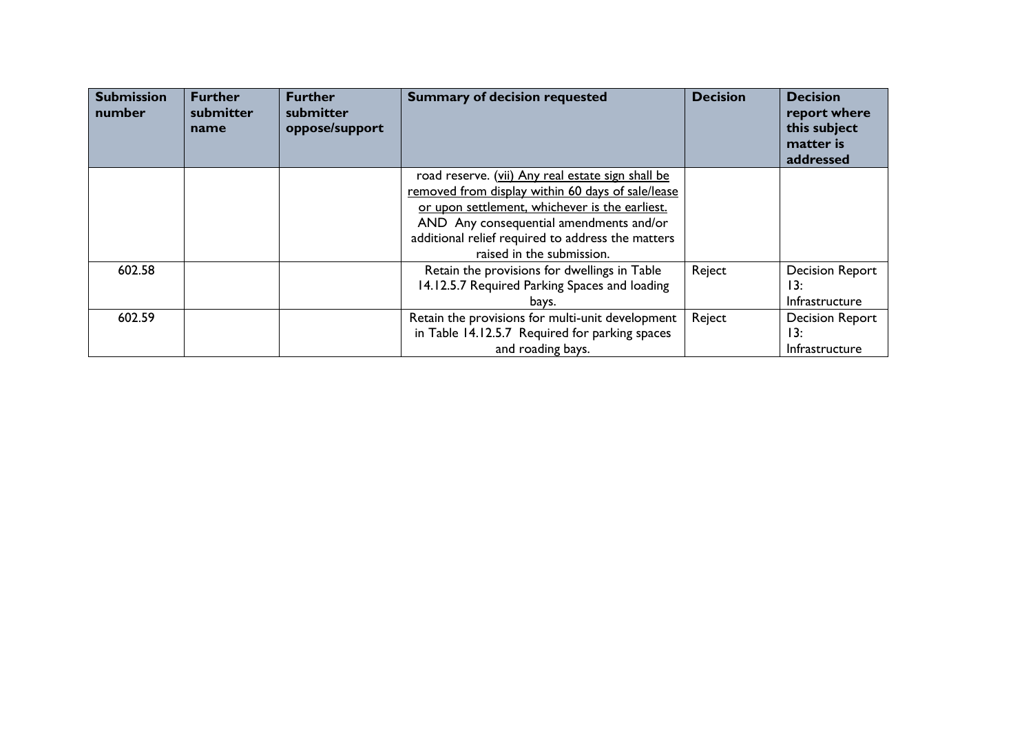| Submission number | Further submitter name | Further submitter oppose/support | Summary of decision requested | Decision | Decision report where this subject matter is addressed |
|---|---|---|---|---|---|
| | | | road reserve. <u>(vii) Any real estate sign shall be removed from display within 60 days of sale/lease or upon settlement, whichever is the earliest.</u> AND Any consequential amendments and/or additional relief required to address the matters raised in the submission. | | |
| 602.58 | | | Retain the provisions for dwellings in Table 14.12.5.7 Required Parking Spaces and loading bays. | Reject | Decision Report 13: Infrastructure |
| 602.59 | | | Retain the provisions for multi-unit development in Table 14.12.5.7 Required for parking spaces and roading bays. | Reject | Decision Report 13: Infrastructure |